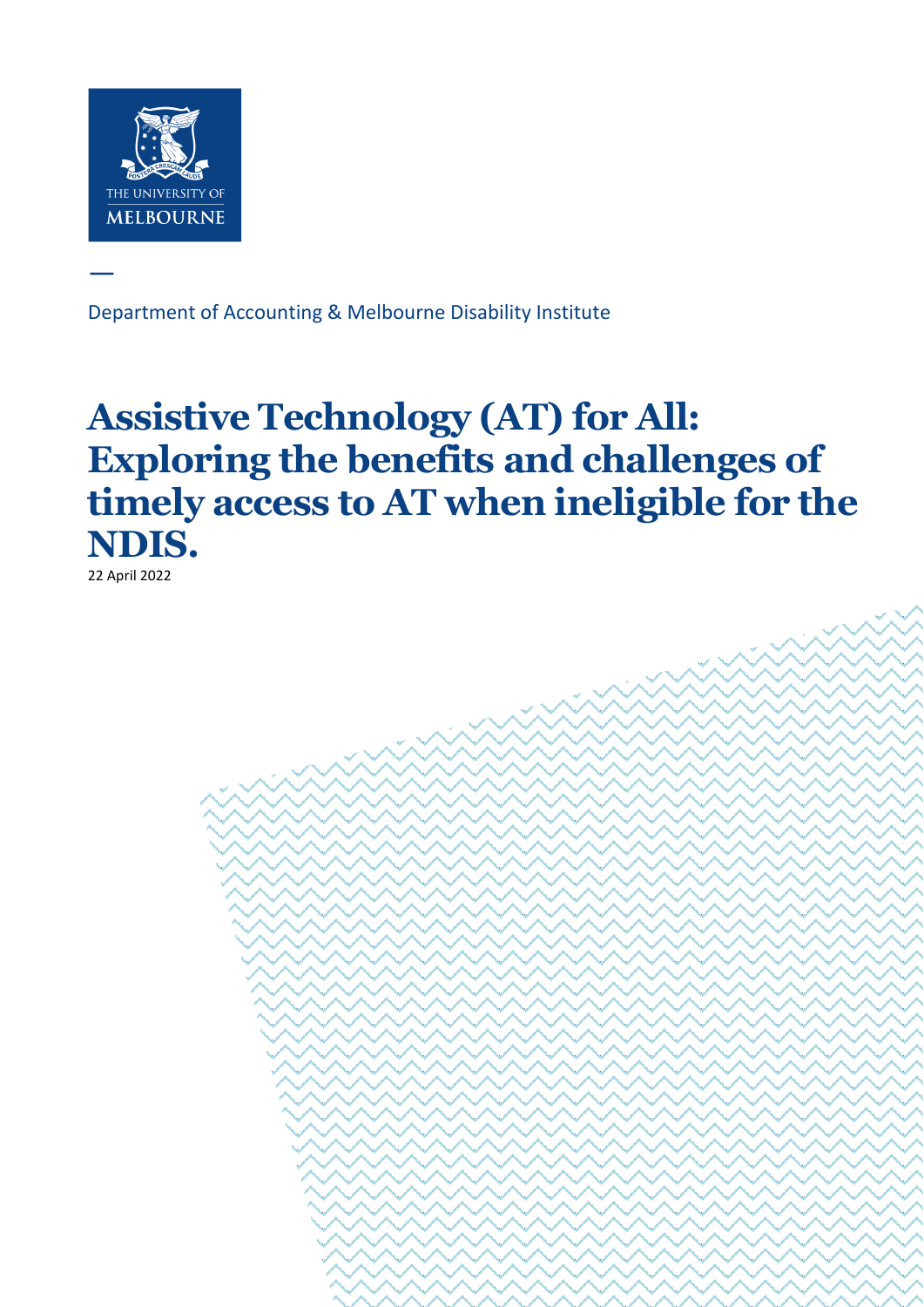Department of Accounting & Melbourne Disability Institute

# Assistive Technology (AT) for All: Exploring the benefits and challenges of timely access to AT when ineligible for the NDIS.

22 April 2022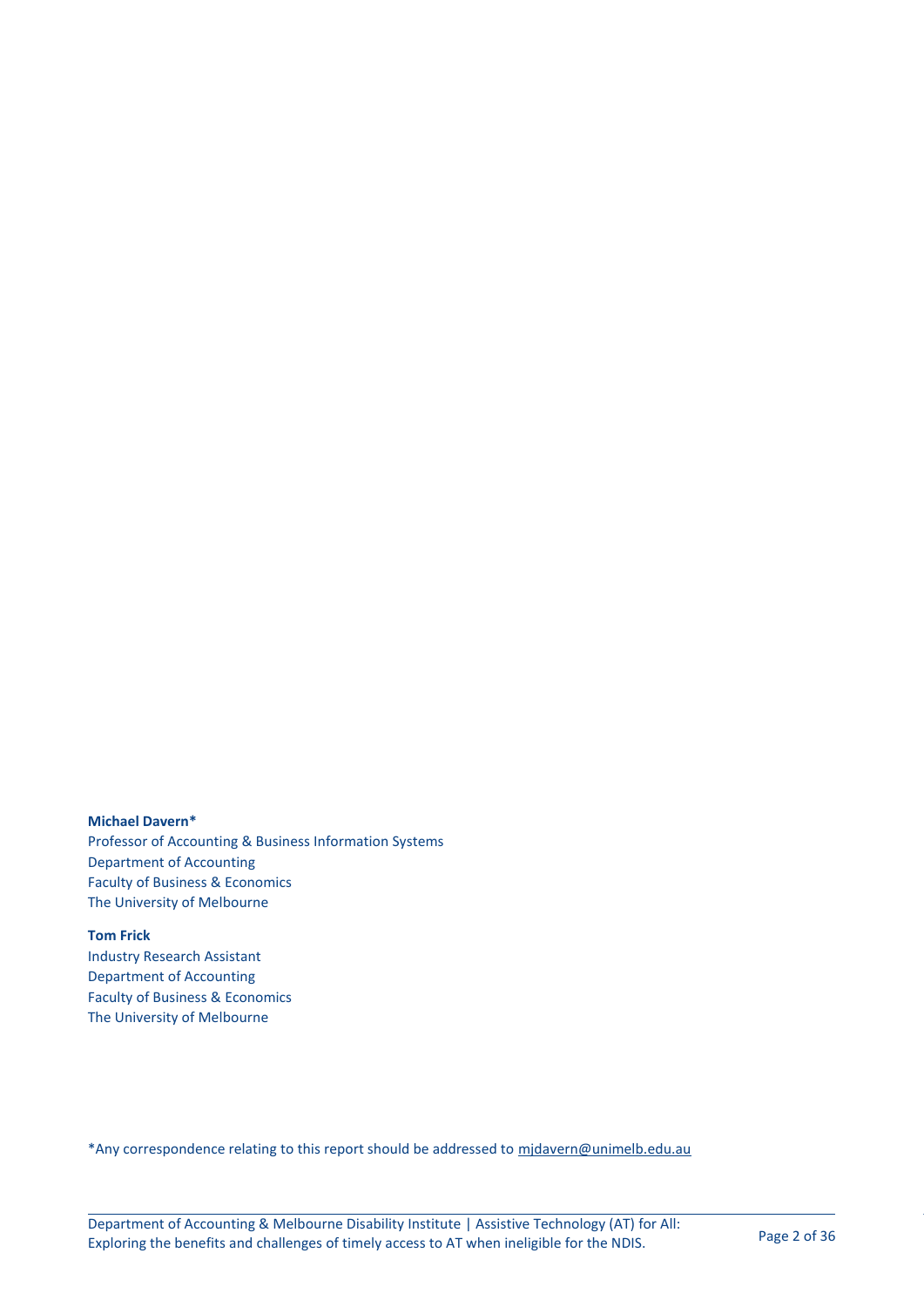**Michael Davern***
Professor of Accounting & Business Information Systems
Department of Accounting
Faculty of Business & Economics
The University of Melbourne

**Tom Frick**
Industry Research Assistant
Department of Accounting
Faculty of Business & Economics
The University of Melbourne

*Any correspondence relating to this report should be addressed to mjdavern@unimelb.edu.au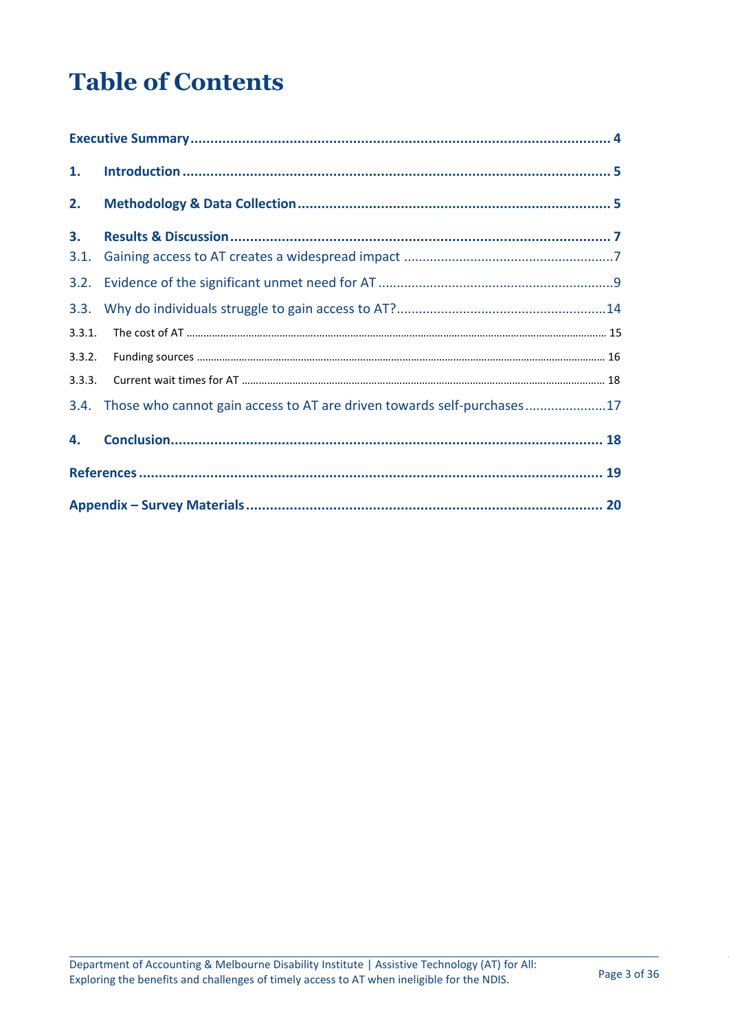# Table of Contents

**Executive Summary** ........ **4**

**1. Introduction** ........ **5**

**2. Methodology & Data Collection** ........ **5**

**3. Results & Discussion** ........ **7**

3.1. Gaining access to AT creates a widespread impact ........ 7

3.2. Evidence of the significant unmet need for AT ........ 9

3.3. Why do individuals struggle to gain access to AT? ........ 14

3.3.1. The cost of AT ........ 15

3.3.2. Funding sources ........ 16

3.3.3. Current wait times for AT ........ 18

3.4. Those who cannot gain access to AT are driven towards self-purchases ........ 17

**4. Conclusion** ........ **18**

**References** ........ **19**

**Appendix – Survey Materials** ........ **20**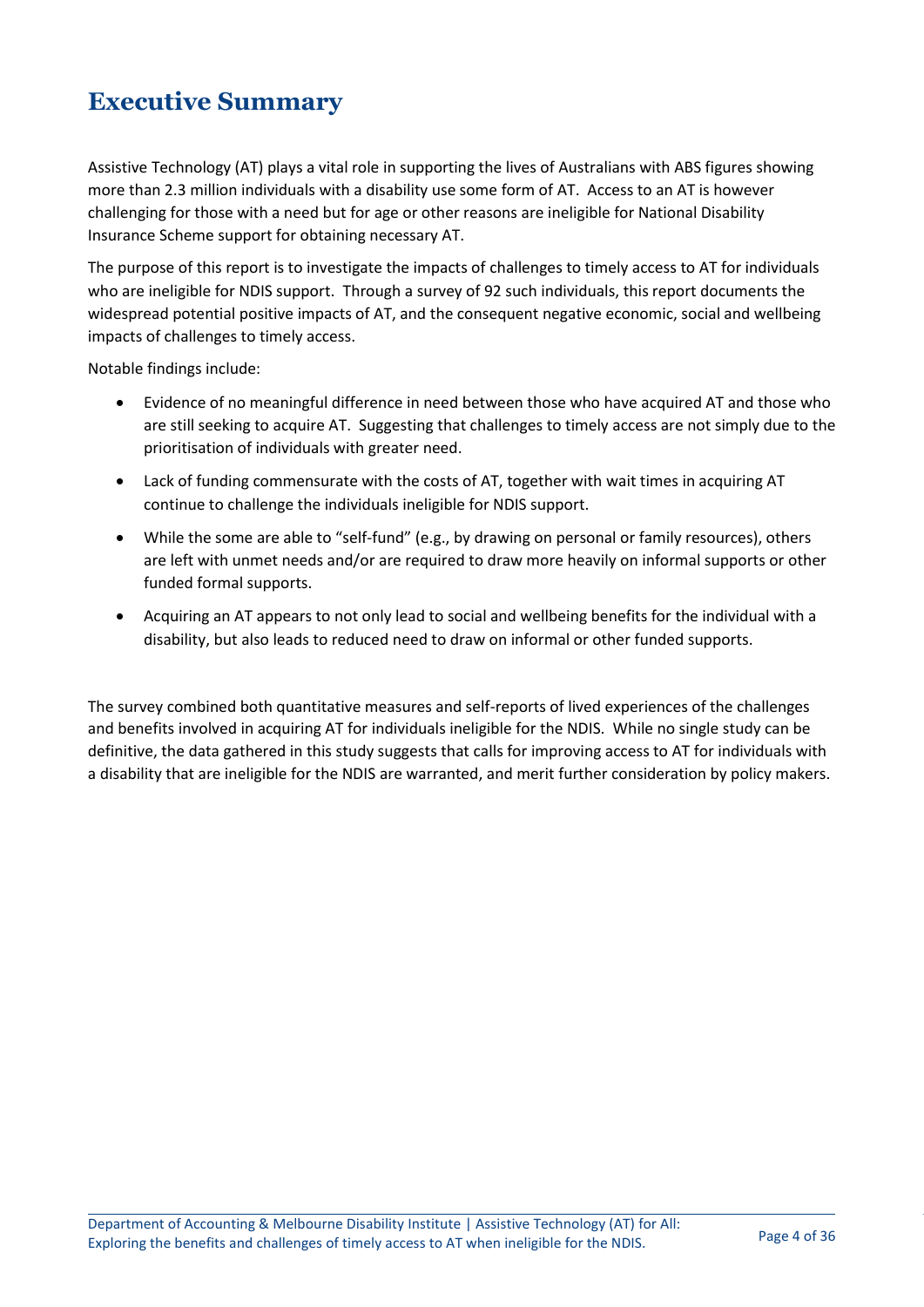# Executive Summary

Assistive Technology (AT) plays a vital role in supporting the lives of Australians with ABS figures showing more than 2.3 million individuals with a disability use some form of AT. Access to an AT is however challenging for those with a need but for age or other reasons are ineligible for National Disability Insurance Scheme support for obtaining necessary AT.

The purpose of this report is to investigate the impacts of challenges to timely access to AT for individuals who are ineligible for NDIS support. Through a survey of 92 such individuals, this report documents the widespread potential positive impacts of AT, and the consequent negative economic, social and wellbeing impacts of challenges to timely access.

Notable findings include:

- Evidence of no meaningful difference in need between those who have acquired AT and those who are still seeking to acquire AT. Suggesting that challenges to timely access are not simply due to the prioritisation of individuals with greater need.
- Lack of funding commensurate with the costs of AT, together with wait times in acquiring AT continue to challenge the individuals ineligible for NDIS support.
- While the some are able to "self-fund" (e.g., by drawing on personal or family resources), others are left with unmet needs and/or are required to draw more heavily on informal supports or other funded formal supports.
- Acquiring an AT appears to not only lead to social and wellbeing benefits for the individual with a disability, but also leads to reduced need to draw on informal or other funded supports.

The survey combined both quantitative measures and self-reports of lived experiences of the challenges and benefits involved in acquiring AT for individuals ineligible for the NDIS. While no single study can be definitive, the data gathered in this study suggests that calls for improving access to AT for individuals with a disability that are ineligible for the NDIS are warranted, and merit further consideration by policy makers.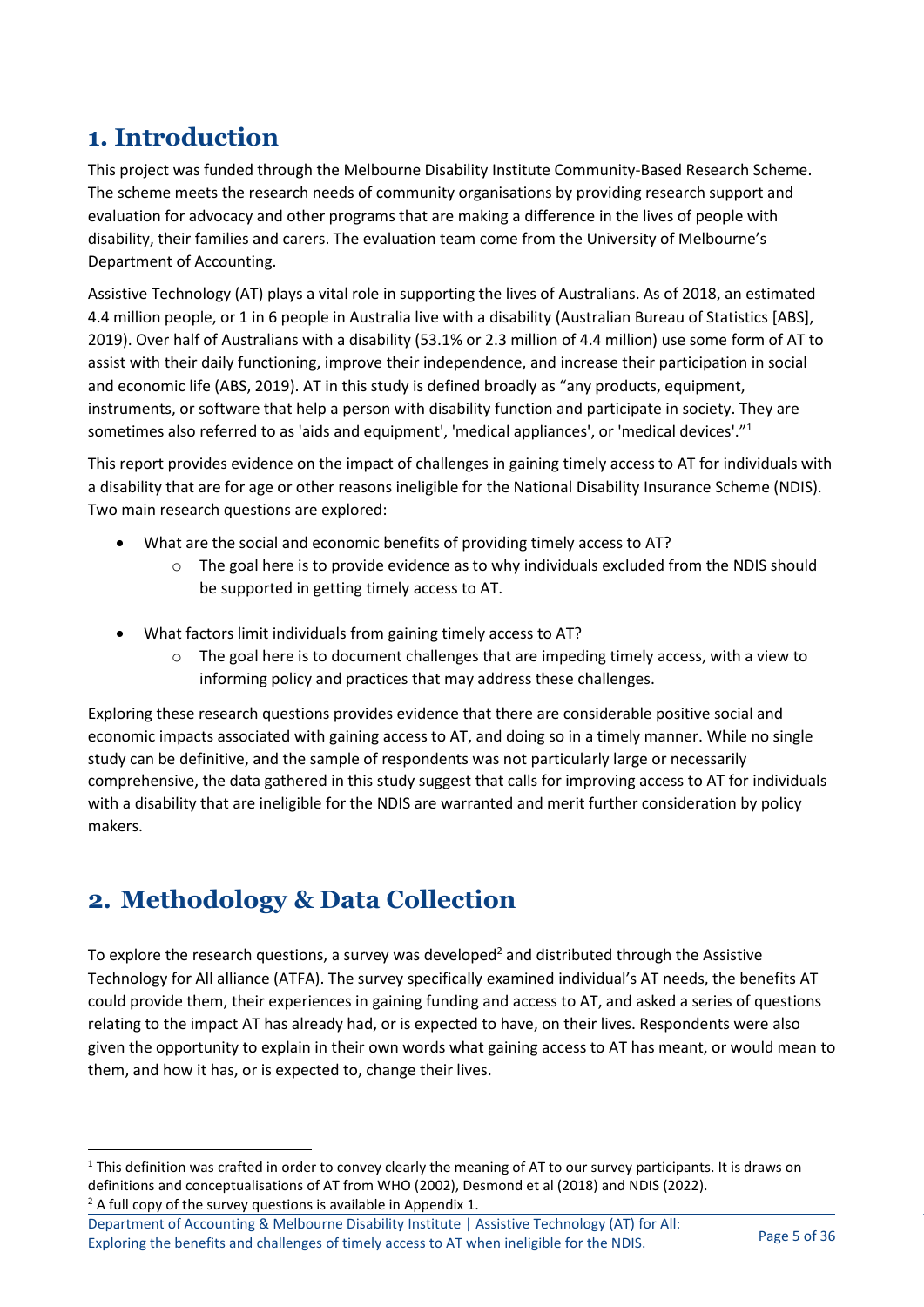# 1. Introduction

This project was funded through the Melbourne Disability Institute Community-Based Research Scheme. The scheme meets the research needs of community organisations by providing research support and evaluation for advocacy and other programs that are making a difference in the lives of people with disability, their families and carers. The evaluation team come from the University of Melbourne's Department of Accounting.

Assistive Technology (AT) plays a vital role in supporting the lives of Australians. As of 2018, an estimated 4.4 million people, or 1 in 6 people in Australia live with a disability (Australian Bureau of Statistics [ABS], 2019). Over half of Australians with a disability (53.1% or 2.3 million of 4.4 million) use some form of AT to assist with their daily functioning, improve their independence, and increase their participation in social and economic life (ABS, 2019). AT in this study is defined broadly as "any products, equipment, instruments, or software that help a person with disability function and participate in society. They are sometimes also referred to as 'aids and equipment', 'medical appliances', or 'medical devices'."[1]

This report provides evidence on the impact of challenges in gaining timely access to AT for individuals with a disability that are for age or other reasons ineligible for the National Disability Insurance Scheme (NDIS). Two main research questions are explored:

- What are the social and economic benefits of providing timely access to AT?
  - The goal here is to provide evidence as to why individuals excluded from the NDIS should be supported in getting timely access to AT.
- What factors limit individuals from gaining timely access to AT?
  - The goal here is to document challenges that are impeding timely access, with a view to informing policy and practices that may address these challenges.

Exploring these research questions provides evidence that there are considerable positive social and economic impacts associated with gaining access to AT, and doing so in a timely manner. While no single study can be definitive, and the sample of respondents was not particularly large or necessarily comprehensive, the data gathered in this study suggest that calls for improving access to AT for individuals with a disability that are ineligible for the NDIS are warranted and merit further consideration by policy makers.

# 2. Methodology & Data Collection

To explore the research questions, a survey was developed[2] and distributed through the Assistive Technology for All alliance (ATFA). The survey specifically examined individual's AT needs, the benefits AT could provide them, their experiences in gaining funding and access to AT, and asked a series of questions relating to the impact AT has already had, or is expected to have, on their lives. Respondents were also given the opportunity to explain in their own words what gaining access to AT has meant, or would mean to them, and how it has, or is expected to, change their lives.

---

[1] This definition was crafted in order to convey clearly the meaning of AT to our survey participants. It is draws on definitions and conceptualisations of AT from WHO (2002), Desmond et al (2018) and NDIS (2022).

[2] A full copy of the survey questions is available in Appendix 1.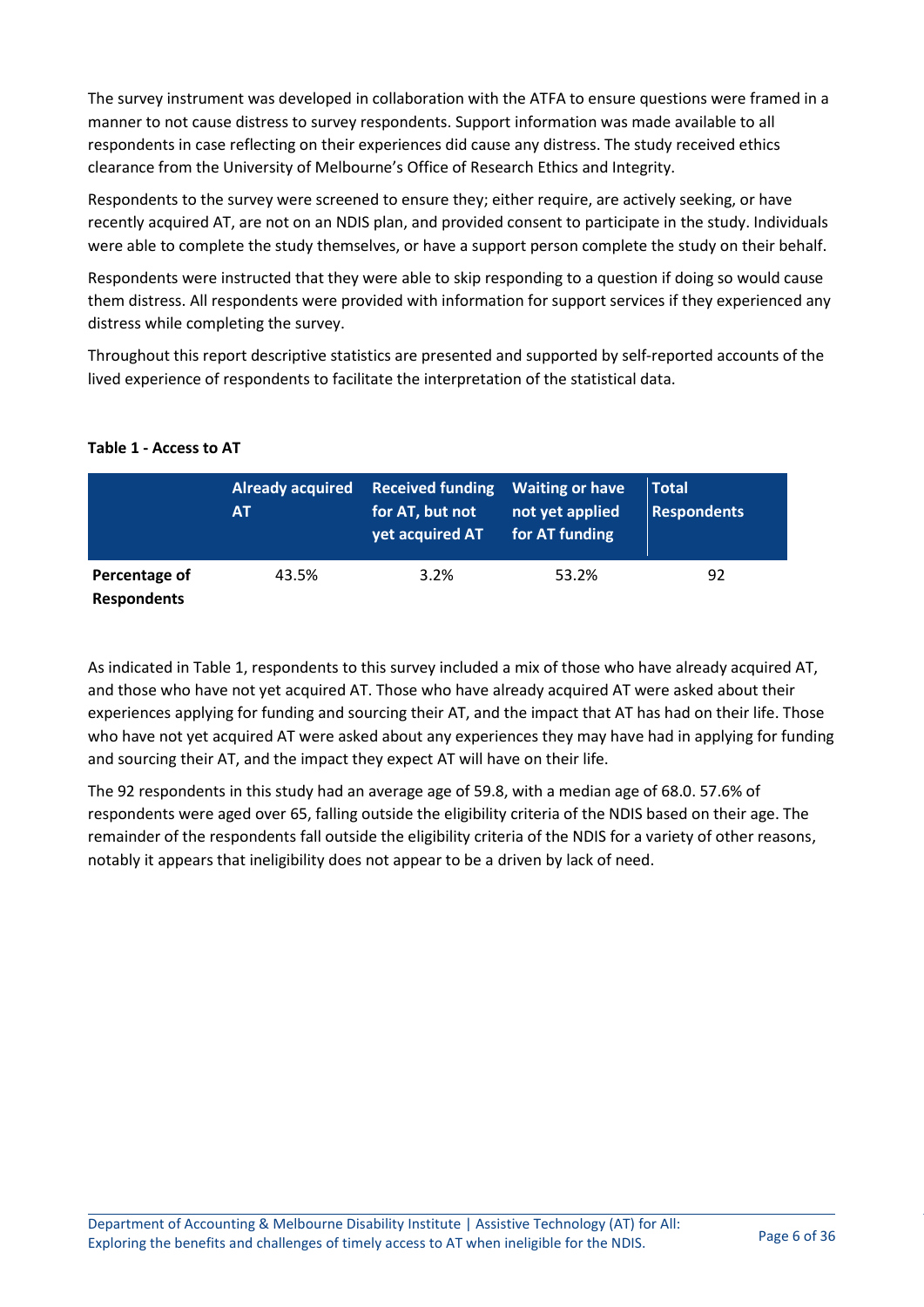The survey instrument was developed in collaboration with the ATFA to ensure questions were framed in a manner to not cause distress to survey respondents. Support information was made available to all respondents in case reflecting on their experiences did cause any distress. The study received ethics clearance from the University of Melbourne's Office of Research Ethics and Integrity.

Respondents to the survey were screened to ensure they; either require, are actively seeking, or have recently acquired AT, are not on an NDIS plan, and provided consent to participate in the study. Individuals were able to complete the study themselves, or have a support person complete the study on their behalf.

Respondents were instructed that they were able to skip responding to a question if doing so would cause them distress. All respondents were provided with information for support services if they experienced any distress while completing the survey.

Throughout this report descriptive statistics are presented and supported by self-reported accounts of the lived experience of respondents to facilitate the interpretation of the statistical data.

**Table 1 - Access to AT**

| | Already acquired AT | Received funding for AT, but not yet acquired AT | Waiting or have not yet applied for AT funding | Total Respondents |
|---|---|---|---|---|
| **Percentage of Respondents** | 43.5% | 3.2% | 53.2% | 92 |

As indicated in Table 1, respondents to this survey included a mix of those who have already acquired AT, and those who have not yet acquired AT. Those who have already acquired AT were asked about their experiences applying for funding and sourcing their AT, and the impact that AT has had on their life. Those who have not yet acquired AT were asked about any experiences they may have had in applying for funding and sourcing their AT, and the impact they expect AT will have on their life.

The 92 respondents in this study had an average age of 59.8, with a median age of 68.0. 57.6% of respondents were aged over 65, falling outside the eligibility criteria of the NDIS based on their age. The remainder of the respondents fall outside the eligibility criteria of the NDIS for a variety of other reasons, notably it appears that ineligibility does not appear to be a driven by lack of need.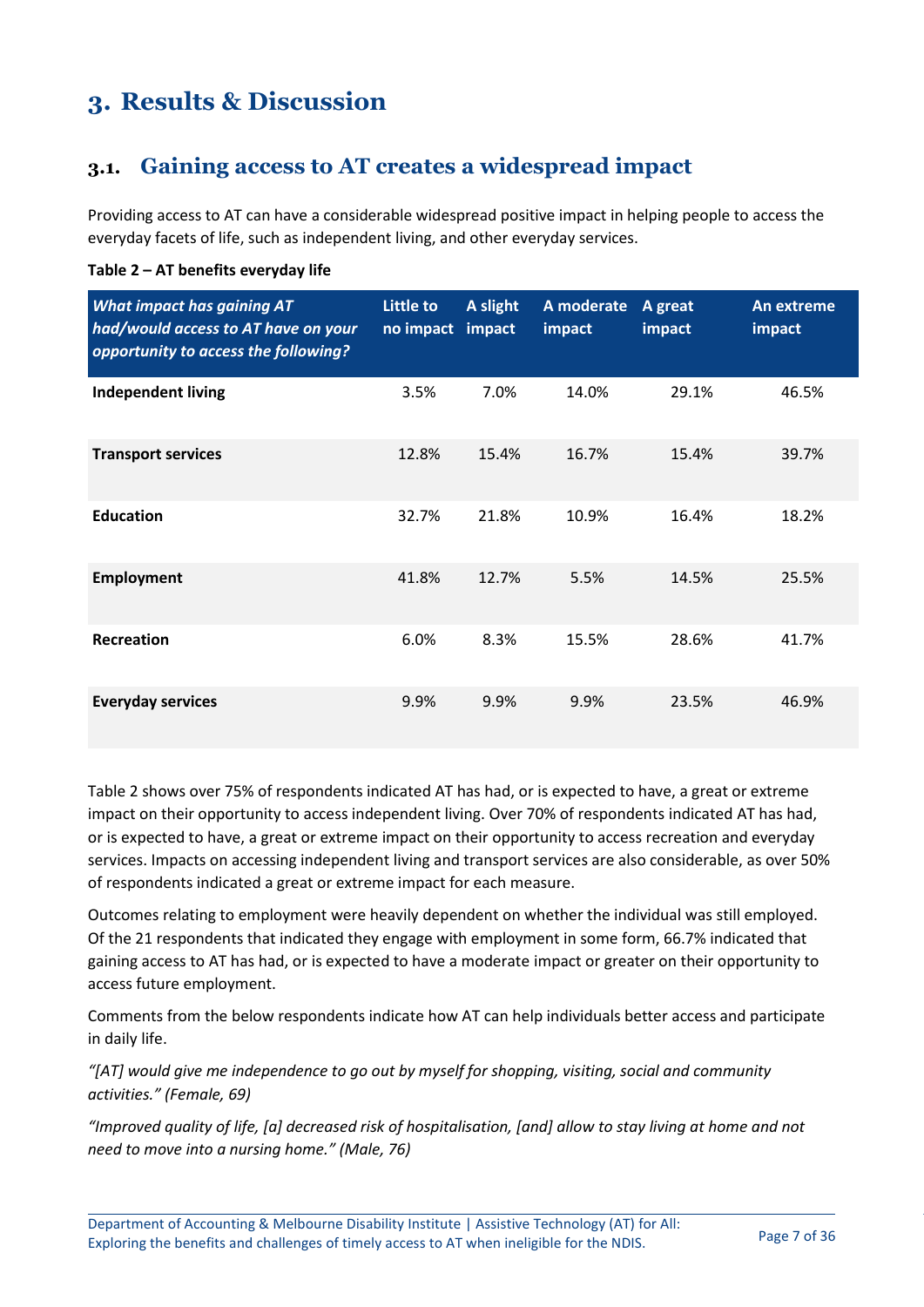# 3. Results & Discussion

## 3.1. Gaining access to AT creates a widespread impact

Providing access to AT can have a considerable widespread positive impact in helping people to access the everyday facets of life, such as independent living, and other everyday services.

**Table 2 – AT benefits everyday life**

| *What impact has gaining AT had/would access to AT have on your opportunity to access the following?* | Little to no impact | A slight impact | A moderate impact | A great impact | An extreme impact |
|---|---|---|---|---|---|
| **Independent living** | 3.5% | 7.0% | 14.0% | 29.1% | 46.5% |
| **Transport services** | 12.8% | 15.4% | 16.7% | 15.4% | 39.7% |
| **Education** | 32.7% | 21.8% | 10.9% | 16.4% | 18.2% |
| **Employment** | 41.8% | 12.7% | 5.5% | 14.5% | 25.5% |
| **Recreation** | 6.0% | 8.3% | 15.5% | 28.6% | 41.7% |
| **Everyday services** | 9.9% | 9.9% | 9.9% | 23.5% | 46.9% |

Table 2 shows over 75% of respondents indicated AT has had, or is expected to have, a great or extreme impact on their opportunity to access independent living. Over 70% of respondents indicated AT has had, or is expected to have, a great or extreme impact on their opportunity to access recreation and everyday services. Impacts on accessing independent living and transport services are also considerable, as over 50% of respondents indicated a great or extreme impact for each measure.

Outcomes relating to employment were heavily dependent on whether the individual was still employed. Of the 21 respondents that indicated they engage with employment in some form, 66.7% indicated that gaining access to AT has had, or is expected to have a moderate impact or greater on their opportunity to access future employment.

Comments from the below respondents indicate how AT can help individuals better access and participate in daily life.

*"[AT] would give me independence to go out by myself for shopping, visiting, social and community activities." (Female, 69)*

*"Improved quality of life, [a] decreased risk of hospitalisation, [and] allow to stay living at home and not need to move into a nursing home." (Male, 76)*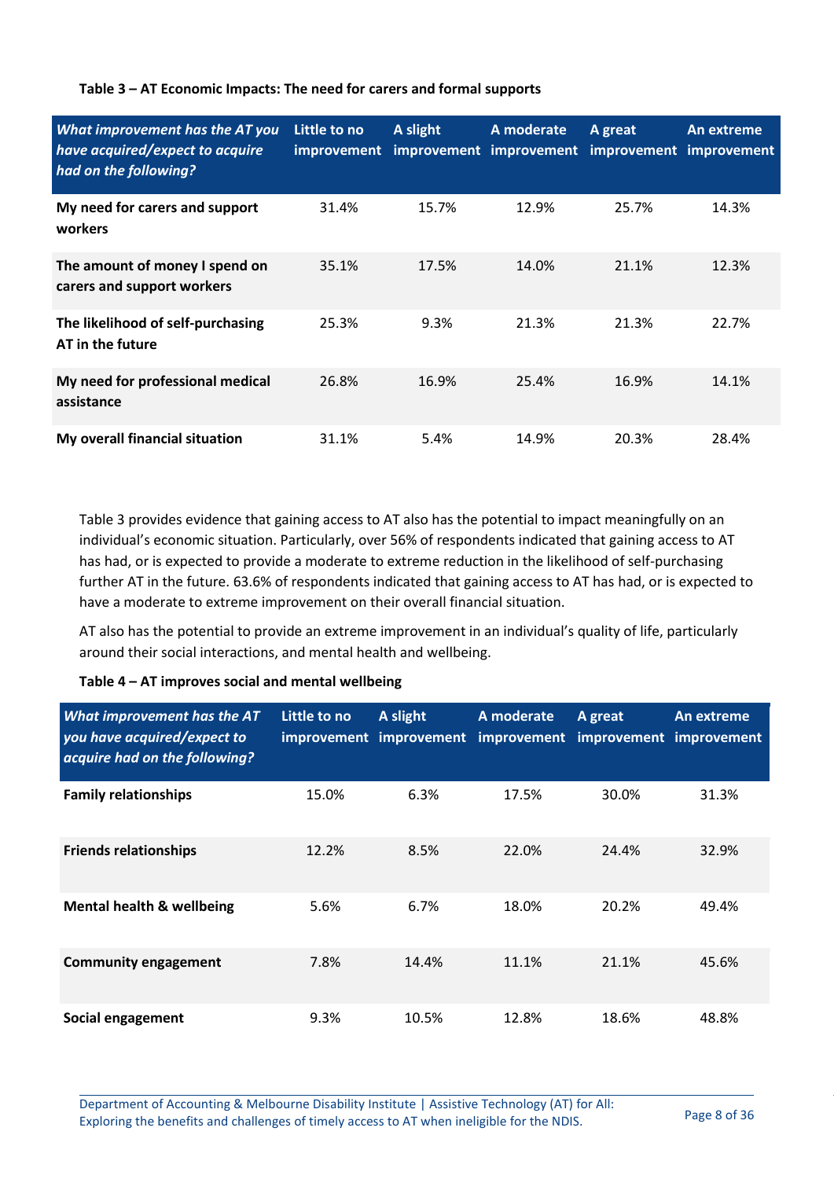**Table 3 – AT Economic Impacts: The need for carers and formal supports**

| *What improvement has the AT you have acquired/expect to acquire had on the following?* | Little to no improvement | A slight improvement | A moderate improvement | A great improvement | An extreme improvement |
|---|---|---|---|---|---|
| **My need for carers and support workers** | 31.4% | 15.7% | 12.9% | 25.7% | 14.3% |
| **The amount of money I spend on carers and support workers** | 35.1% | 17.5% | 14.0% | 21.1% | 12.3% |
| **The likelihood of self-purchasing AT in the future** | 25.3% | 9.3% | 21.3% | 21.3% | 22.7% |
| **My need for professional medical assistance** | 26.8% | 16.9% | 25.4% | 16.9% | 14.1% |
| **My overall financial situation** | 31.1% | 5.4% | 14.9% | 20.3% | 28.4% |

Table 3 provides evidence that gaining access to AT also has the potential to impact meaningfully on an individual's economic situation. Particularly, over 56% of respondents indicated that gaining access to AT has had, or is expected to provide a moderate to extreme reduction in the likelihood of self-purchasing further AT in the future. 63.6% of respondents indicated that gaining access to AT has had, or is expected to have a moderate to extreme improvement on their overall financial situation.

AT also has the potential to provide an extreme improvement in an individual's quality of life, particularly around their social interactions, and mental health and wellbeing.

**Table 4 – AT improves social and mental wellbeing**

| *What improvement has the AT you have acquired/expect to acquire had on the following?* | Little to no improvement | A slight improvement | A moderate improvement | A great improvement | An extreme improvement |
|---|---|---|---|---|---|
| **Family relationships** | 15.0% | 6.3% | 17.5% | 30.0% | 31.3% |
| **Friends relationships** | 12.2% | 8.5% | 22.0% | 24.4% | 32.9% |
| **Mental health & wellbeing** | 5.6% | 6.7% | 18.0% | 20.2% | 49.4% |
| **Community engagement** | 7.8% | 14.4% | 11.1% | 21.1% | 45.6% |
| **Social engagement** | 9.3% | 10.5% | 12.8% | 18.6% | 48.8% |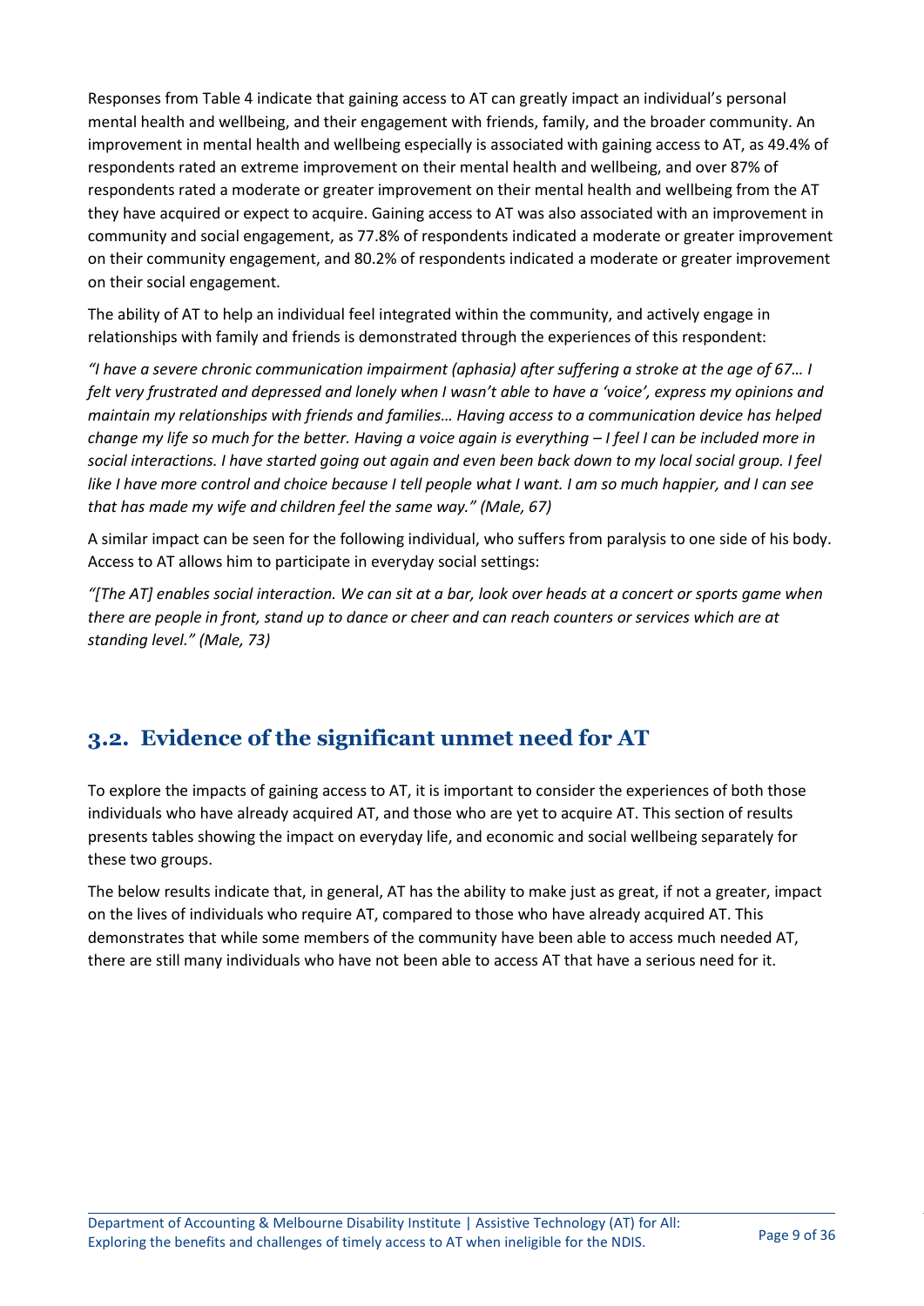Responses from Table 4 indicate that gaining access to AT can greatly impact an individual's personal mental health and wellbeing, and their engagement with friends, family, and the broader community. An improvement in mental health and wellbeing especially is associated with gaining access to AT, as 49.4% of respondents rated an extreme improvement on their mental health and wellbeing, and over 87% of respondents rated a moderate or greater improvement on their mental health and wellbeing from the AT they have acquired or expect to acquire. Gaining access to AT was also associated with an improvement in community and social engagement, as 77.8% of respondents indicated a moderate or greater improvement on their community engagement, and 80.2% of respondents indicated a moderate or greater improvement on their social engagement.

The ability of AT to help an individual feel integrated within the community, and actively engage in relationships with family and friends is demonstrated through the experiences of this respondent:

*"I have a severe chronic communication impairment (aphasia) after suffering a stroke at the age of 67… I felt very frustrated and depressed and lonely when I wasn't able to have a 'voice', express my opinions and maintain my relationships with friends and families… Having access to a communication device has helped change my life so much for the better. Having a voice again is everything – I feel I can be included more in social interactions. I have started going out again and even been back down to my local social group. I feel like I have more control and choice because I tell people what I want. I am so much happier, and I can see that has made my wife and children feel the same way." (Male, 67)*

A similar impact can be seen for the following individual, who suffers from paralysis to one side of his body. Access to AT allows him to participate in everyday social settings:

*"[The AT] enables social interaction. We can sit at a bar, look over heads at a concert or sports game when there are people in front, stand up to dance or cheer and can reach counters or services which are at standing level." (Male, 73)*

## 3.2. Evidence of the significant unmet need for AT

To explore the impacts of gaining access to AT, it is important to consider the experiences of both those individuals who have already acquired AT, and those who are yet to acquire AT. This section of results presents tables showing the impact on everyday life, and economic and social wellbeing separately for these two groups.

The below results indicate that, in general, AT has the ability to make just as great, if not a greater, impact on the lives of individuals who require AT, compared to those who have already acquired AT. This demonstrates that while some members of the community have been able to access much needed AT, there are still many individuals who have not been able to access AT that have a serious need for it.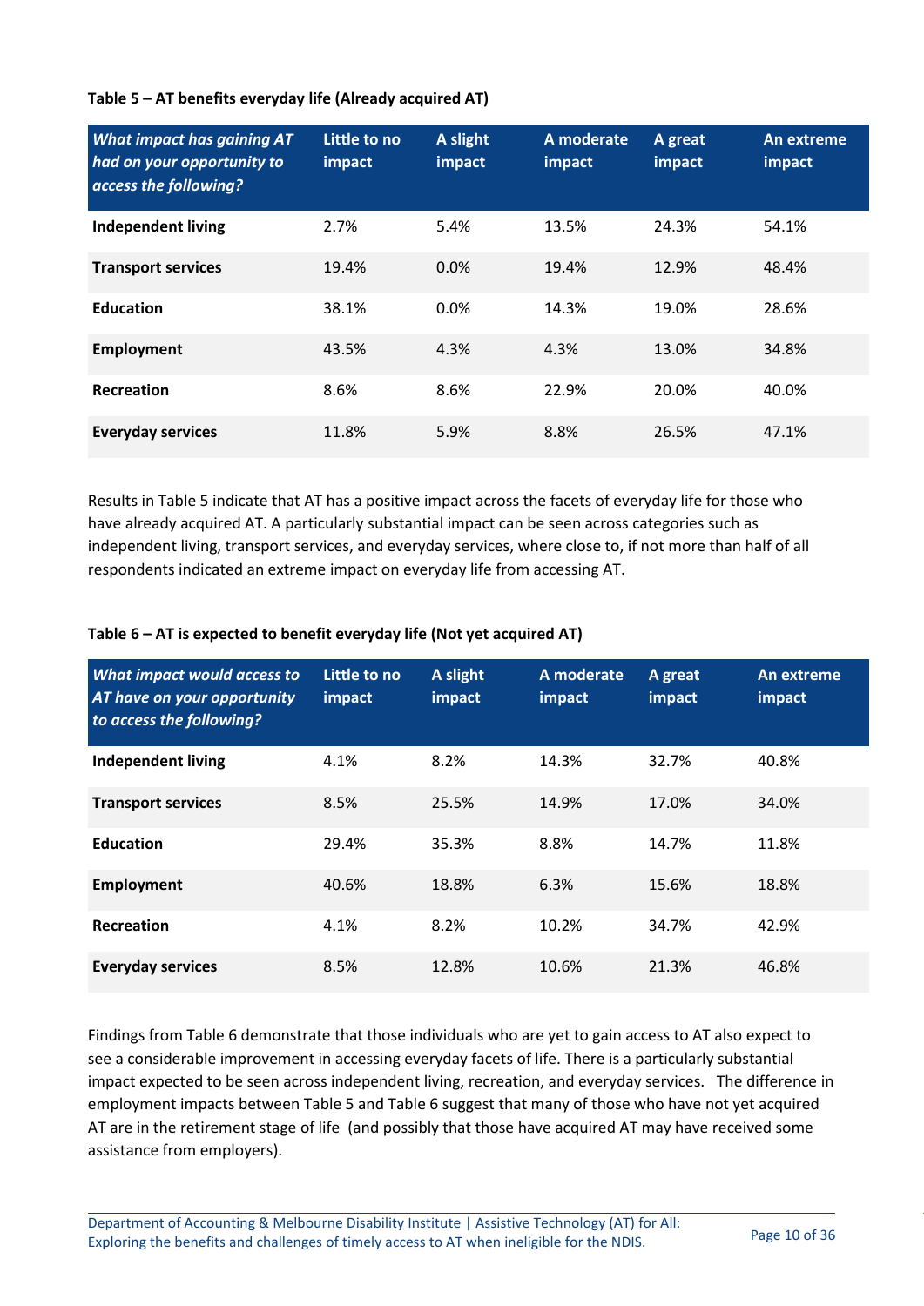**Table 5 – AT benefits everyday life (Already acquired AT)**

| *What impact has gaining AT had on your opportunity to access the following?* | Little to no impact | A slight impact | A moderate impact | A great impact | An extreme impact |
|---|---|---|---|---|---|
| **Independent living** | 2.7% | 5.4% | 13.5% | 24.3% | 54.1% |
| **Transport services** | 19.4% | 0.0% | 19.4% | 12.9% | 48.4% |
| **Education** | 38.1% | 0.0% | 14.3% | 19.0% | 28.6% |
| **Employment** | 43.5% | 4.3% | 4.3% | 13.0% | 34.8% |
| **Recreation** | 8.6% | 8.6% | 22.9% | 20.0% | 40.0% |
| **Everyday services** | 11.8% | 5.9% | 8.8% | 26.5% | 47.1% |

Results in Table 5 indicate that AT has a positive impact across the facets of everyday life for those who have already acquired AT. A particularly substantial impact can be seen across categories such as independent living, transport services, and everyday services, where close to, if not more than half of all respondents indicated an extreme impact on everyday life from accessing AT.

**Table 6 – AT is expected to benefit everyday life (Not yet acquired AT)**

| *What impact would access to AT have on your opportunity to access the following?* | Little to no impact | A slight impact | A moderate impact | A great impact | An extreme impact |
|---|---|---|---|---|---|
| **Independent living** | 4.1% | 8.2% | 14.3% | 32.7% | 40.8% |
| **Transport services** | 8.5% | 25.5% | 14.9% | 17.0% | 34.0% |
| **Education** | 29.4% | 35.3% | 8.8% | 14.7% | 11.8% |
| **Employment** | 40.6% | 18.8% | 6.3% | 15.6% | 18.8% |
| **Recreation** | 4.1% | 8.2% | 10.2% | 34.7% | 42.9% |
| **Everyday services** | 8.5% | 12.8% | 10.6% | 21.3% | 46.8% |

Findings from Table 6 demonstrate that those individuals who are yet to gain access to AT also expect to see a considerable improvement in accessing everyday facets of life. There is a particularly substantial impact expected to be seen across independent living, recreation, and everyday services. The difference in employment impacts between Table 5 and Table 6 suggest that many of those who have not yet acquired AT are in the retirement stage of life (and possibly that those have acquired AT may have received some assistance from employers).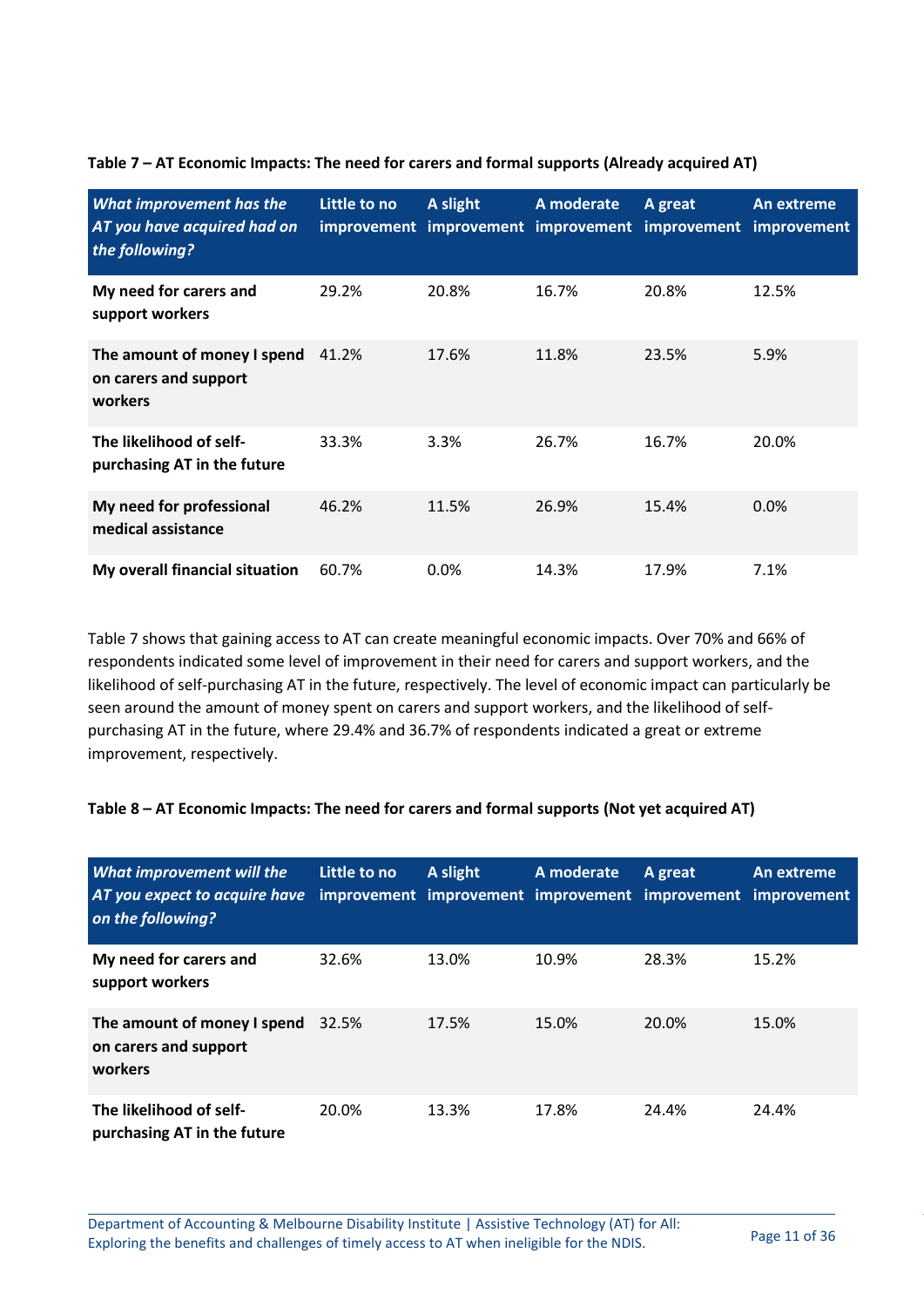**Table 7 – AT Economic Impacts: The need for carers and formal supports (Already acquired AT)**

| *What improvement has the AT you have acquired had on the following?* | Little to no improvement | A slight improvement | A moderate improvement | A great improvement | An extreme improvement |
|---|---|---|---|---|---|
| **My need for carers and support workers** | 29.2% | 20.8% | 16.7% | 20.8% | 12.5% |
| **The amount of money I spend on carers and support workers** | 41.2% | 17.6% | 11.8% | 23.5% | 5.9% |
| **The likelihood of self-purchasing AT in the future** | 33.3% | 3.3% | 26.7% | 16.7% | 20.0% |
| **My need for professional medical assistance** | 46.2% | 11.5% | 26.9% | 15.4% | 0.0% |
| **My overall financial situation** | 60.7% | 0.0% | 14.3% | 17.9% | 7.1% |

Table 7 shows that gaining access to AT can create meaningful economic impacts. Over 70% and 66% of respondents indicated some level of improvement in their need for carers and support workers, and the likelihood of self-purchasing AT in the future, respectively. The level of economic impact can particularly be seen around the amount of money spent on carers and support workers, and the likelihood of self-purchasing AT in the future, where 29.4% and 36.7% of respondents indicated a great or extreme improvement, respectively.

**Table 8 – AT Economic Impacts: The need for carers and formal supports (Not yet acquired AT)**

| *What improvement will the AT you expect to acquire have on the following?* | Little to no improvement | A slight improvement | A moderate improvement | A great improvement | An extreme improvement |
|---|---|---|---|---|---|
| **My need for carers and support workers** | 32.6% | 13.0% | 10.9% | 28.3% | 15.2% |
| **The amount of money I spend on carers and support workers** | 32.5% | 17.5% | 15.0% | 20.0% | 15.0% |
| **The likelihood of self-purchasing AT in the future** | 20.0% | 13.3% | 17.8% | 24.4% | 24.4% |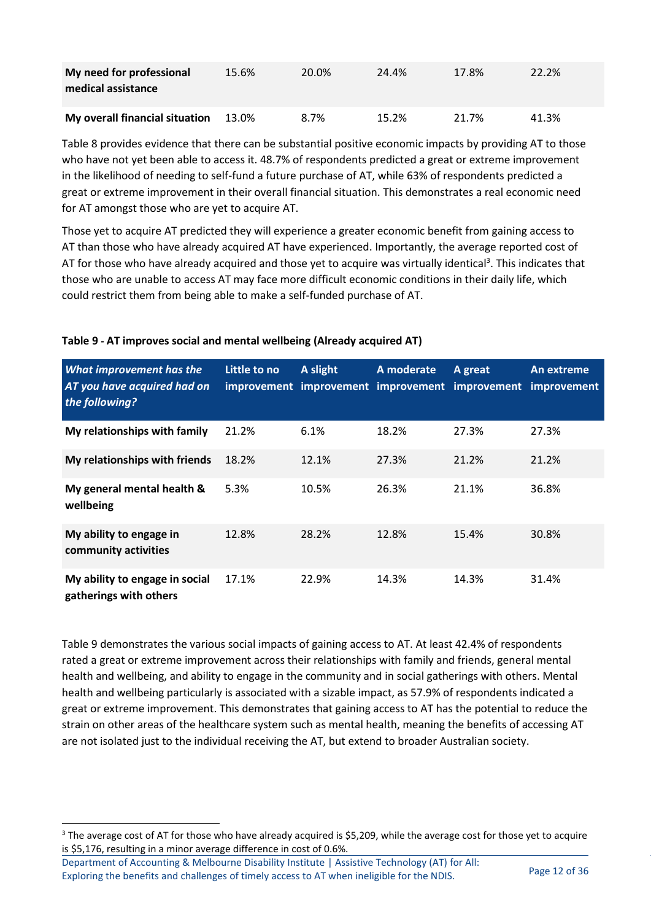| | | | | | |
|---|---|---|---|---|---|
| **My need for professional medical assistance** | 15.6% | 20.0% | 24.4% | 17.8% | 22.2% |
| **My overall financial situation** | 13.0% | 8.7% | 15.2% | 21.7% | 41.3% |

Table 8 provides evidence that there can be substantial positive economic impacts by providing AT to those who have not yet been able to access it. 48.7% of respondents predicted a great or extreme improvement in the likelihood of needing to self-fund a future purchase of AT, while 63% of respondents predicted a great or extreme improvement in their overall financial situation. This demonstrates a real economic need for AT amongst those who are yet to acquire AT.

Those yet to acquire AT predicted they will experience a greater economic benefit from gaining access to AT than those who have already acquired AT have experienced. Importantly, the average reported cost of AT for those who have already acquired and those yet to acquire was virtually identical[3]. This indicates that those who are unable to access AT may face more difficult economic conditions in their daily life, which could restrict them from being able to make a self-funded purchase of AT.

**Table 9 - AT improves social and mental wellbeing (Already acquired AT)**

| *What improvement has the AT you have acquired had on the following?* | Little to no improvement | A slight improvement | A moderate improvement | A great improvement | An extreme improvement |
|---|---|---|---|---|---|
| **My relationships with family** | 21.2% | 6.1% | 18.2% | 27.3% | 27.3% |
| **My relationships with friends** | 18.2% | 12.1% | 27.3% | 21.2% | 21.2% |
| **My general mental health & wellbeing** | 5.3% | 10.5% | 26.3% | 21.1% | 36.8% |
| **My ability to engage in community activities** | 12.8% | 28.2% | 12.8% | 15.4% | 30.8% |
| **My ability to engage in social gatherings with others** | 17.1% | 22.9% | 14.3% | 14.3% | 31.4% |

Table 9 demonstrates the various social impacts of gaining access to AT. At least 42.4% of respondents rated a great or extreme improvement across their relationships with family and friends, general mental health and wellbeing, and ability to engage in the community and in social gatherings with others. Mental health and wellbeing particularly is associated with a sizable impact, as 57.9% of respondents indicated a great or extreme improvement. This demonstrates that gaining access to AT has the potential to reduce the strain on other areas of the healthcare system such as mental health, meaning the benefits of accessing AT are not isolated just to the individual receiving the AT, but extend to broader Australian society.

[3] The average cost of AT for those who have already acquired is $5,209, while the average cost for those yet to acquire is $5,176, resulting in a minor average difference in cost of 0.6%.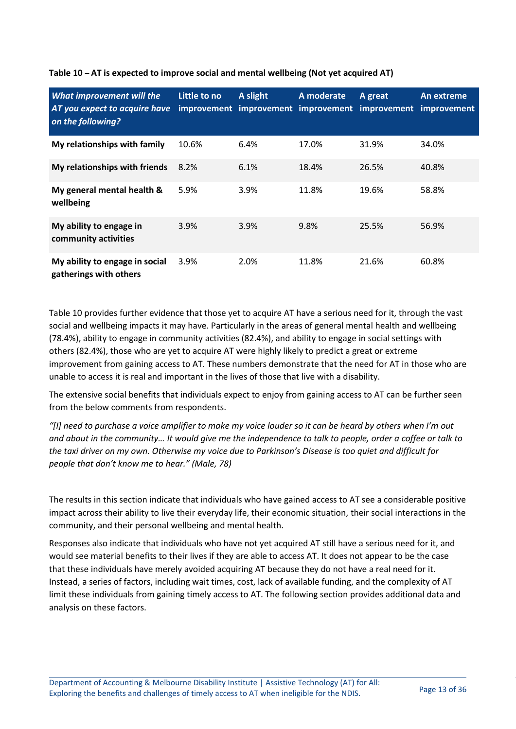**Table 10 – AT is expected to improve social and mental wellbeing (Not yet acquired AT)**

| *What improvement will the AT you expect to acquire have on the following?* | Little to no improvement | A slight improvement | A moderate improvement | A great improvement | An extreme improvement |
|---|---|---|---|---|---|
| **My relationships with family** | 10.6% | 6.4% | 17.0% | 31.9% | 34.0% |
| **My relationships with friends** | 8.2% | 6.1% | 18.4% | 26.5% | 40.8% |
| **My general mental health & wellbeing** | 5.9% | 3.9% | 11.8% | 19.6% | 58.8% |
| **My ability to engage in community activities** | 3.9% | 3.9% | 9.8% | 25.5% | 56.9% |
| **My ability to engage in social gatherings with others** | 3.9% | 2.0% | 11.8% | 21.6% | 60.8% |

Table 10 provides further evidence that those yet to acquire AT have a serious need for it, through the vast social and wellbeing impacts it may have. Particularly in the areas of general mental health and wellbeing (78.4%), ability to engage in community activities (82.4%), and ability to engage in social settings with others (82.4%), those who are yet to acquire AT were highly likely to predict a great or extreme improvement from gaining access to AT. These numbers demonstrate that the need for AT in those who are unable to access it is real and important in the lives of those that live with a disability.

The extensive social benefits that individuals expect to enjoy from gaining access to AT can be further seen from the below comments from respondents.

*"[I] need to purchase a voice amplifier to make my voice louder so it can be heard by others when I'm out and about in the community… It would give me the independence to talk to people, order a coffee or talk to the taxi driver on my own. Otherwise my voice due to Parkinson's Disease is too quiet and difficult for people that don't know me to hear." (Male, 78)*

The results in this section indicate that individuals who have gained access to AT see a considerable positive impact across their ability to live their everyday life, their economic situation, their social interactions in the community, and their personal wellbeing and mental health.

Responses also indicate that individuals who have not yet acquired AT still have a serious need for it, and would see material benefits to their lives if they are able to access AT. It does not appear to be the case that these individuals have merely avoided acquiring AT because they do not have a real need for it. Instead, a series of factors, including wait times, cost, lack of available funding, and the complexity of AT limit these individuals from gaining timely access to AT. The following section provides additional data and analysis on these factors.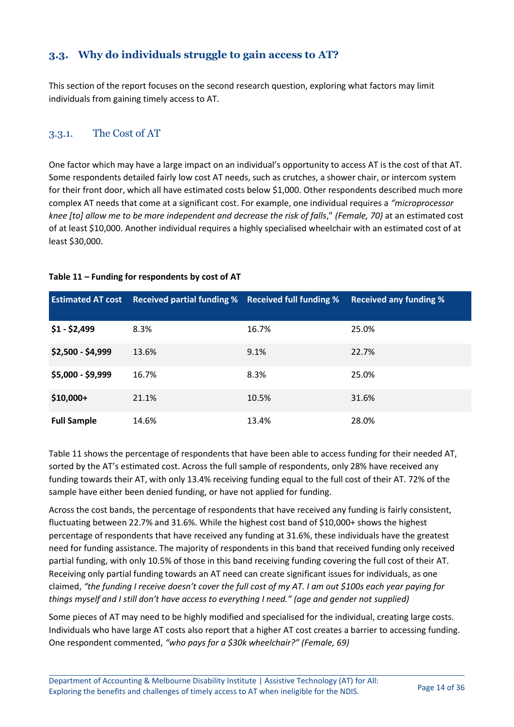### 3.3. Why do individuals struggle to gain access to AT?

This section of the report focuses on the second research question, exploring what factors may limit individuals from gaining timely access to AT.

#### 3.3.1. The Cost of AT

One factor which may have a large impact on an individual's opportunity to access AT is the cost of that AT. Some respondents detailed fairly low cost AT needs, such as crutches, a shower chair, or intercom system for their front door, which all have estimated costs below $1,000. Other respondents described much more complex AT needs that come at a significant cost. For example, one individual requires a *"microprocessor knee [to] allow me to be more independent and decrease the risk of falls," (Female, 70)* at an estimated cost of at least $10,000. Another individual requires a highly specialised wheelchair with an estimated cost of at least $30,000.

**Table 11 – Funding for respondents by cost of AT**

| Estimated AT cost | Received partial funding % | Received full funding % | Received any funding % |
|---|---|---|---|
| **$1 - $2,499** | 8.3% | 16.7% | 25.0% |
| **$2,500 - $4,999** | 13.6% | 9.1% | 22.7% |
| **$5,000 - $9,999** | 16.7% | 8.3% | 25.0% |
| **$10,000+** | 21.1% | 10.5% | 31.6% |
| **Full Sample** | 14.6% | 13.4% | 28.0% |

Table 11 shows the percentage of respondents that have been able to access funding for their needed AT, sorted by the AT's estimated cost. Across the full sample of respondents, only 28% have received any funding towards their AT, with only 13.4% receiving funding equal to the full cost of their AT. 72% of the sample have either been denied funding, or have not applied for funding.

Across the cost bands, the percentage of respondents that have received any funding is fairly consistent, fluctuating between 22.7% and 31.6%. While the highest cost band of $10,000+ shows the highest percentage of respondents that have received any funding at 31.6%, these individuals have the greatest need for funding assistance. The majority of respondents in this band that received funding only received partial funding, with only 10.5% of those in this band receiving funding covering the full cost of their AT. Receiving only partial funding towards an AT need can create significant issues for individuals, as one claimed, *"the funding I receive doesn't cover the full cost of my AT. I am out $100s each year paying for things myself and I still don't have access to everything I need." (age and gender not supplied)*

Some pieces of AT may need to be highly modified and specialised for the individual, creating large costs. Individuals who have large AT costs also report that a higher AT cost creates a barrier to accessing funding. One respondent commented, *"who pays for a $30k wheelchair?" (Female, 69)*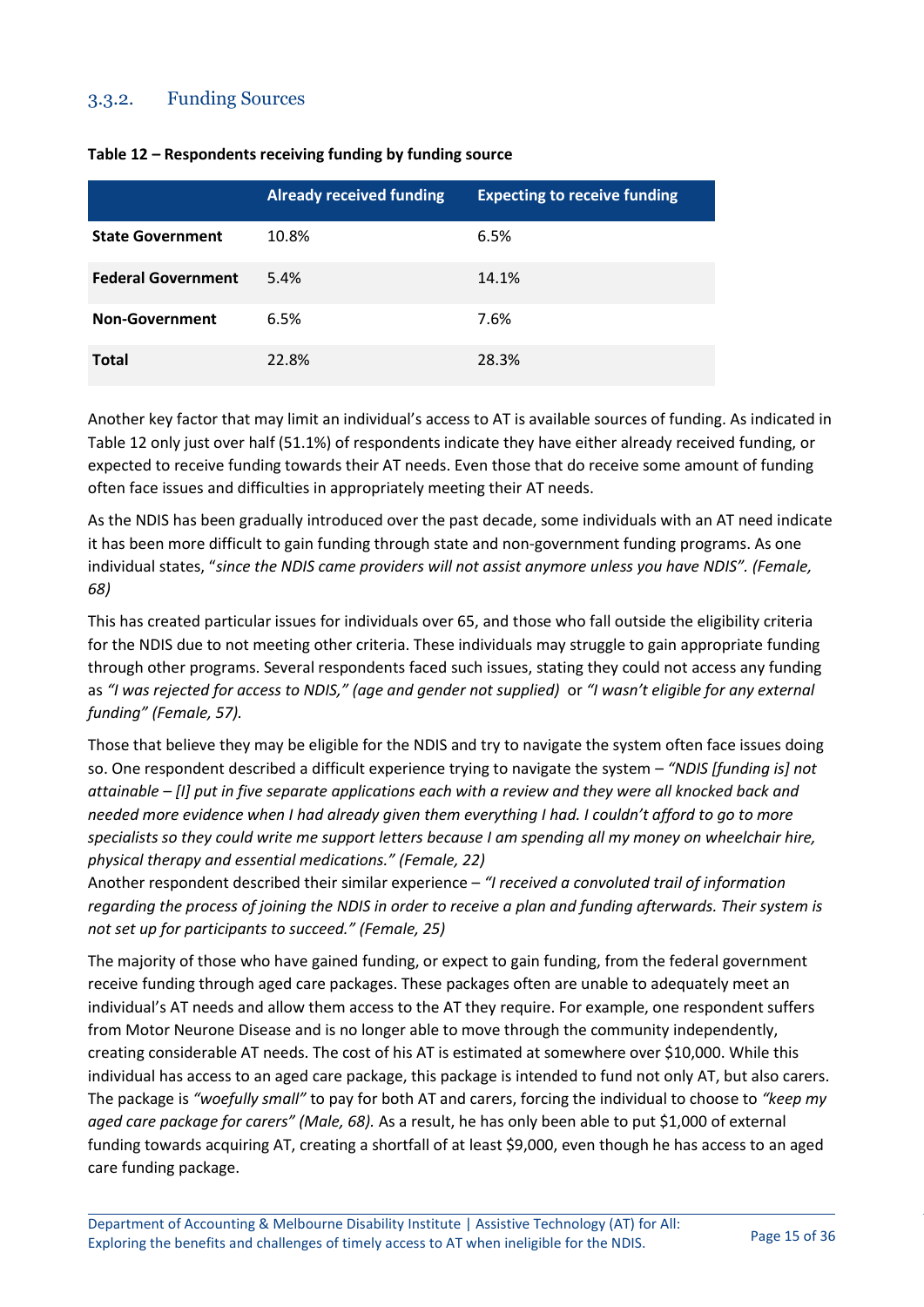### 3.3.2. Funding Sources

**Table 12 – Respondents receiving funding by funding source**

| | Already received funding | Expecting to receive funding |
|---|---|---|
| **State Government** | 10.8% | 6.5% |
| **Federal Government** | 5.4% | 14.1% |
| **Non-Government** | 6.5% | 7.6% |
| **Total** | 22.8% | 28.3% |

Another key factor that may limit an individual's access to AT is available sources of funding. As indicated in Table 12 only just over half (51.1%) of respondents indicate they have either already received funding, or expected to receive funding towards their AT needs. Even those that do receive some amount of funding often face issues and difficulties in appropriately meeting their AT needs.

As the NDIS has been gradually introduced over the past decade, some individuals with an AT need indicate it has been more difficult to gain funding through state and non-government funding programs. As one individual states, "*since the NDIS came providers will not assist anymore unless you have NDIS". (Female, 68)*

This has created particular issues for individuals over 65, and those who fall outside the eligibility criteria for the NDIS due to not meeting other criteria. These individuals may struggle to gain appropriate funding through other programs. Several respondents faced such issues, stating they could not access any funding as *"I was rejected for access to NDIS," (age and gender not supplied)* or *"I wasn't eligible for any external funding" (Female, 57).*

Those that believe they may be eligible for the NDIS and try to navigate the system often face issues doing so. One respondent described a difficult experience trying to navigate the system – *"NDIS [funding is] not attainable – [I] put in five separate applications each with a review and they were all knocked back and needed more evidence when I had already given them everything I had. I couldn't afford to go to more specialists so they could write me support letters because I am spending all my money on wheelchair hire, physical therapy and essential medications." (Female, 22)*
Another respondent described their similar experience – *"I received a convoluted trail of information regarding the process of joining the NDIS in order to receive a plan and funding afterwards. Their system is not set up for participants to succeed." (Female, 25)*

The majority of those who have gained funding, or expect to gain funding, from the federal government receive funding through aged care packages. These packages often are unable to adequately meet an individual's AT needs and allow them access to the AT they require. For example, one respondent suffers from Motor Neurone Disease and is no longer able to move through the community independently, creating considerable AT needs. The cost of his AT is estimated at somewhere over $10,000. While this individual has access to an aged care package, this package is intended to fund not only AT, but also carers. The package is *"woefully small"* to pay for both AT and carers, forcing the individual to choose to *"keep my aged care package for carers" (Male, 68).* As a result, he has only been able to put $1,000 of external funding towards acquiring AT, creating a shortfall of at least $9,000, even though he has access to an aged care funding package.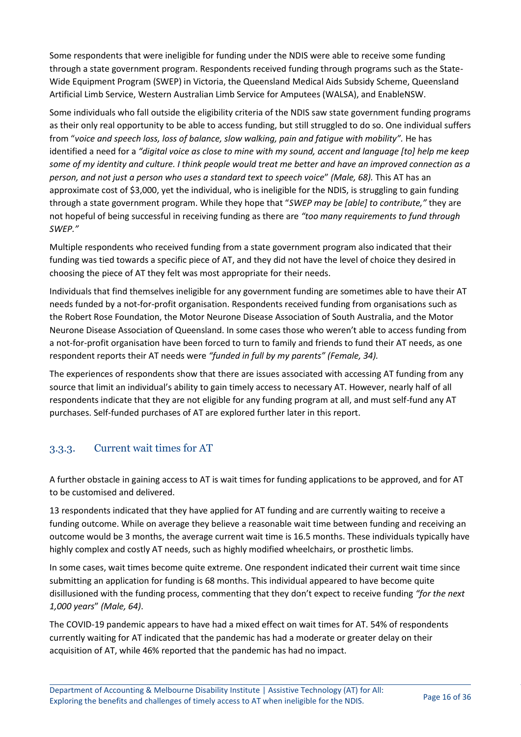Some respondents that were ineligible for funding under the NDIS were able to receive some funding through a state government program. Respondents received funding through programs such as the State-Wide Equipment Program (SWEP) in Victoria, the Queensland Medical Aids Subsidy Scheme, Queensland Artificial Limb Service, Western Australian Limb Service for Amputees (WALSA), and EnableNSW.

Some individuals who fall outside the eligibility criteria of the NDIS saw state government funding programs as their only real opportunity to be able to access funding, but still struggled to do so. One individual suffers from "*voice and speech loss, loss of balance, slow walking, pain and fatigue with mobility"*. He has identified a need for a *"digital voice as close to mine with my sound, accent and language [to] help me keep some of my identity and culture. I think people would treat me better and have an improved connection as a person, and not just a person who uses a standard text to speech voice*" *(Male, 68).* This AT has an approximate cost of $3,000, yet the individual, who is ineligible for the NDIS, is struggling to gain funding through a state government program. While they hope that "*SWEP may be [able] to contribute,"* they are not hopeful of being successful in receiving funding as there are *"too many requirements to fund through SWEP."*

Multiple respondents who received funding from a state government program also indicated that their funding was tied towards a specific piece of AT, and they did not have the level of choice they desired in choosing the piece of AT they felt was most appropriate for their needs.

Individuals that find themselves ineligible for any government funding are sometimes able to have their AT needs funded by a not-for-profit organisation. Respondents received funding from organisations such as the Robert Rose Foundation, the Motor Neurone Disease Association of South Australia, and the Motor Neurone Disease Association of Queensland. In some cases those who weren't able to access funding from a not-for-profit organisation have been forced to turn to family and friends to fund their AT needs, as one respondent reports their AT needs were *"funded in full by my parents" (Female, 34).*

The experiences of respondents show that there are issues associated with accessing AT funding from any source that limit an individual's ability to gain timely access to necessary AT. However, nearly half of all respondents indicate that they are not eligible for any funding program at all, and must self-fund any AT purchases. Self-funded purchases of AT are explored further later in this report.

### 3.3.3. Current wait times for AT

A further obstacle in gaining access to AT is wait times for funding applications to be approved, and for AT to be customised and delivered.

13 respondents indicated that they have applied for AT funding and are currently waiting to receive a funding outcome. While on average they believe a reasonable wait time between funding and receiving an outcome would be 3 months, the average current wait time is 16.5 months. These individuals typically have highly complex and costly AT needs, such as highly modified wheelchairs, or prosthetic limbs.

In some cases, wait times become quite extreme. One respondent indicated their current wait time since submitting an application for funding is 68 months. This individual appeared to have become quite disillusioned with the funding process, commenting that they don't expect to receive funding *"for the next 1,000 years*" *(Male, 64)*.

The COVID-19 pandemic appears to have had a mixed effect on wait times for AT. 54% of respondents currently waiting for AT indicated that the pandemic has had a moderate or greater delay on their acquisition of AT, while 46% reported that the pandemic has had no impact.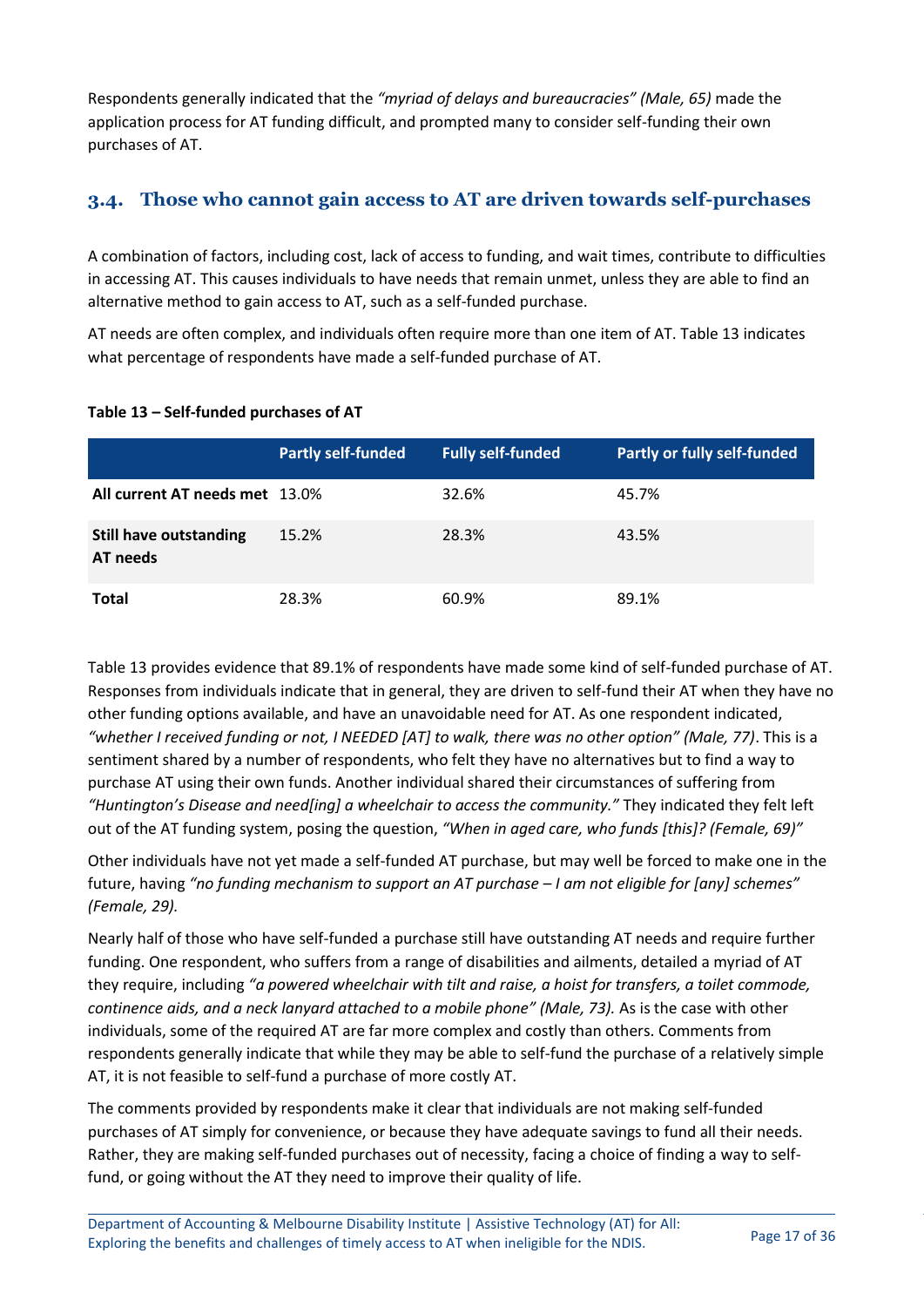Respondents generally indicated that the *"myriad of delays and bureaucracies" (Male, 65)* made the application process for AT funding difficult, and prompted many to consider self-funding their own purchases of AT.

## 3.4. Those who cannot gain access to AT are driven towards self-purchases

A combination of factors, including cost, lack of access to funding, and wait times, contribute to difficulties in accessing AT. This causes individuals to have needs that remain unmet, unless they are able to find an alternative method to gain access to AT, such as a self-funded purchase.

AT needs are often complex, and individuals often require more than one item of AT. Table 13 indicates what percentage of respondents have made a self-funded purchase of AT.

**Table 13 – Self-funded purchases of AT**

| | Partly self-funded | Fully self-funded | Partly or fully self-funded |
|---|---|---|---|
| **All current AT needs met** | 13.0% | 32.6% | 45.7% |
| **Still have outstanding AT needs** | 15.2% | 28.3% | 43.5% |
| **Total** | 28.3% | 60.9% | 89.1% |

Table 13 provides evidence that 89.1% of respondents have made some kind of self-funded purchase of AT. Responses from individuals indicate that in general, they are driven to self-fund their AT when they have no other funding options available, and have an unavoidable need for AT. As one respondent indicated, *"whether I received funding or not, I NEEDED [AT] to walk, there was no other option" (Male, 77)*. This is a sentiment shared by a number of respondents, who felt they have no alternatives but to find a way to purchase AT using their own funds. Another individual shared their circumstances of suffering from *"Huntington's Disease and need[ing] a wheelchair to access the community."* They indicated they felt left out of the AT funding system, posing the question, *"When in aged care, who funds [this]? (Female, 69)"*

Other individuals have not yet made a self-funded AT purchase, but may well be forced to make one in the future, having *"no funding mechanism to support an AT purchase – I am not eligible for [any] schemes" (Female, 29).*

Nearly half of those who have self-funded a purchase still have outstanding AT needs and require further funding. One respondent, who suffers from a range of disabilities and ailments, detailed a myriad of AT they require, including *"a powered wheelchair with tilt and raise, a hoist for transfers, a toilet commode, continence aids, and a neck lanyard attached to a mobile phone" (Male, 73).* As is the case with other individuals, some of the required AT are far more complex and costly than others. Comments from respondents generally indicate that while they may be able to self-fund the purchase of a relatively simple AT, it is not feasible to self-fund a purchase of more costly AT.

The comments provided by respondents make it clear that individuals are not making self-funded purchases of AT simply for convenience, or because they have adequate savings to fund all their needs. Rather, they are making self-funded purchases out of necessity, facing a choice of finding a way to self-fund, or going without the AT they need to improve their quality of life.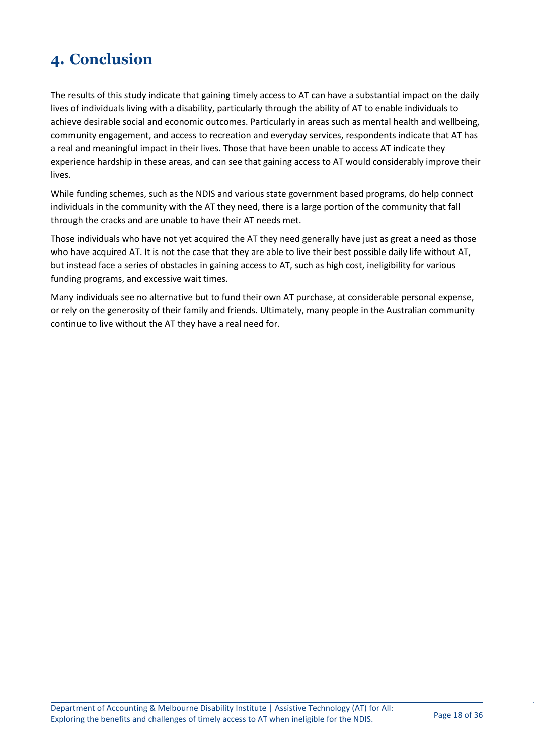# 4. Conclusion

The results of this study indicate that gaining timely access to AT can have a substantial impact on the daily lives of individuals living with a disability, particularly through the ability of AT to enable individuals to achieve desirable social and economic outcomes. Particularly in areas such as mental health and wellbeing, community engagement, and access to recreation and everyday services, respondents indicate that AT has a real and meaningful impact in their lives. Those that have been unable to access AT indicate they experience hardship in these areas, and can see that gaining access to AT would considerably improve their lives.

While funding schemes, such as the NDIS and various state government based programs, do help connect individuals in the community with the AT they need, there is a large portion of the community that fall through the cracks and are unable to have their AT needs met.

Those individuals who have not yet acquired the AT they need generally have just as great a need as those who have acquired AT. It is not the case that they are able to live their best possible daily life without AT, but instead face a series of obstacles in gaining access to AT, such as high cost, ineligibility for various funding programs, and excessive wait times.

Many individuals see no alternative but to fund their own AT purchase, at considerable personal expense, or rely on the generosity of their family and friends. Ultimately, many people in the Australian community continue to live without the AT they have a real need for.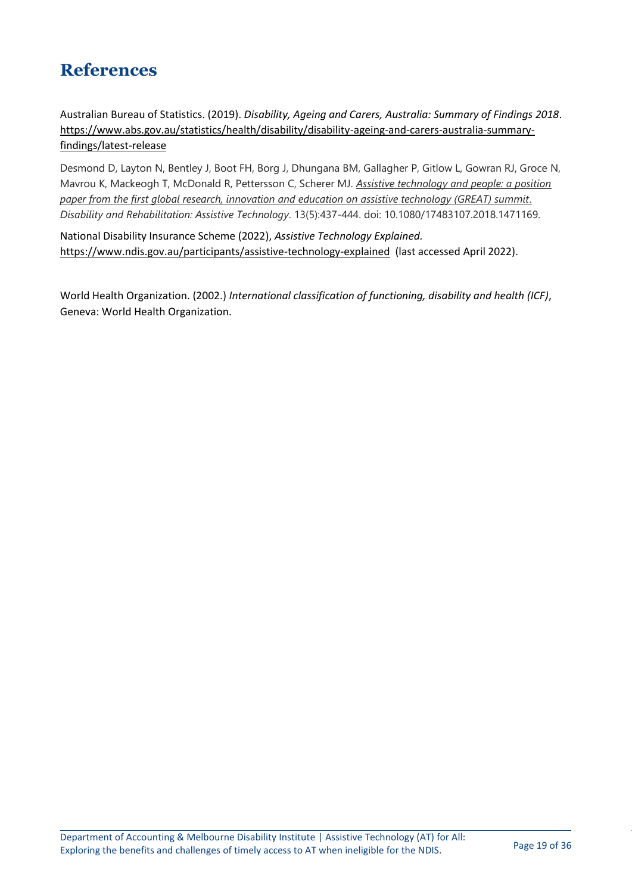# References

Australian Bureau of Statistics. (2019). *Disability, Ageing and Carers, Australia: Summary of Findings 2018*. https://www.abs.gov.au/statistics/health/disability/disability-ageing-and-carers-australia-summary-findings/latest-release

Desmond D, Layton N, Bentley J, Boot FH, Borg J, Dhungana BM, Gallagher P, Gitlow L, Gowran RJ, Groce N, Mavrou K, Mackeogh T, McDonald R, Pettersson C, Scherer MJ. *Assistive technology and people: a position paper from the first global research, innovation and education on assistive technology (GREAT) summit*. *Disability and Rehabilitation: Assistive Technology*. 13(5):437-444. doi: 10.1080/17483107.2018.1471169.

National Disability Insurance Scheme (2022), *Assistive Technology Explained.* https://www.ndis.gov.au/participants/assistive-technology-explained (last accessed April 2022).

World Health Organization. (2002.) *International classification of functioning, disability and health (ICF)*, Geneva: World Health Organization.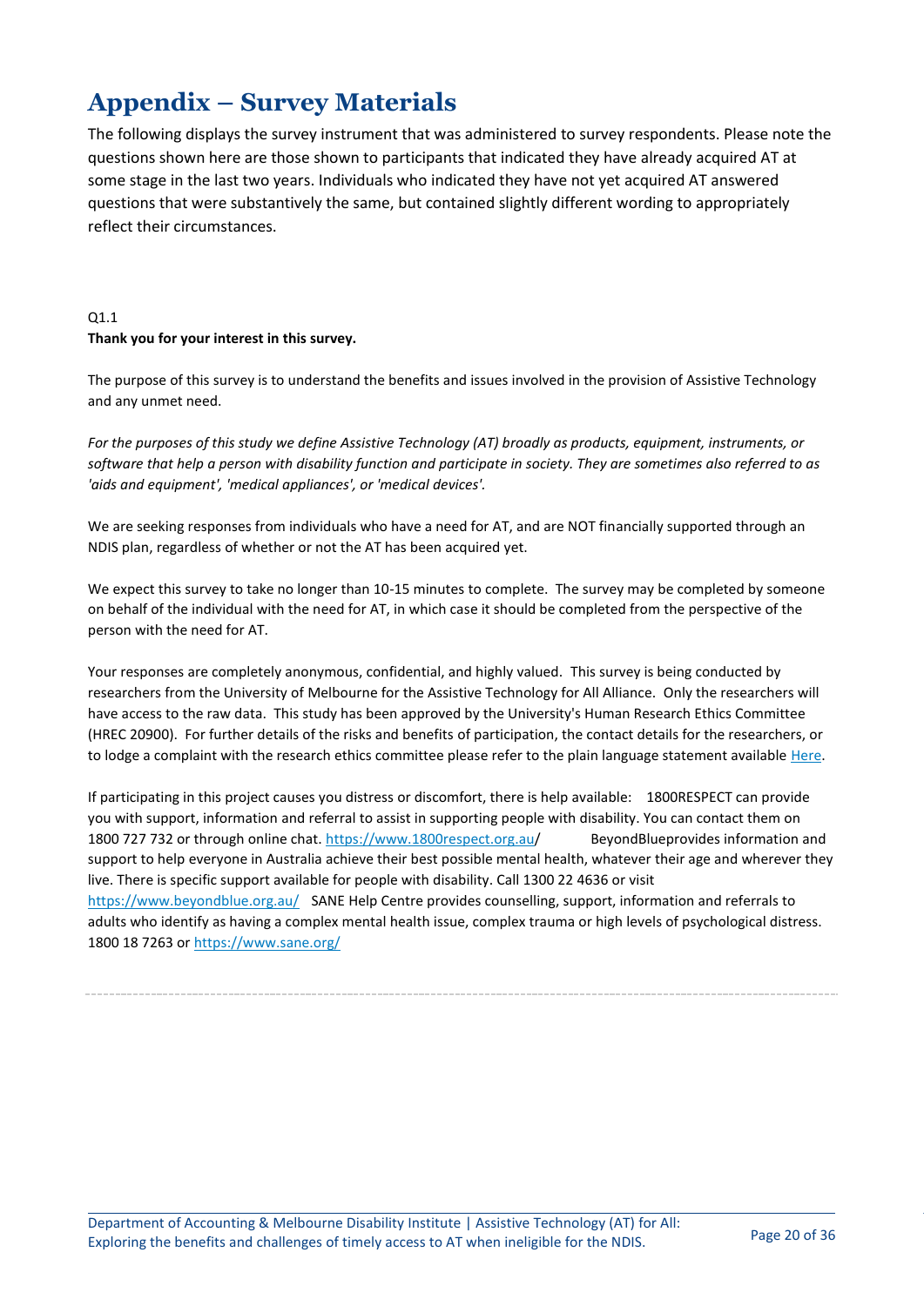# Appendix – Survey Materials

The following displays the survey instrument that was administered to survey respondents. Please note the questions shown here are those shown to participants that indicated they have already acquired AT at some stage in the last two years. Individuals who indicated they have not yet acquired AT answered questions that were substantively the same, but contained slightly different wording to appropriately reflect their circumstances.

Q1.1

**Thank you for your interest in this survey.**

The purpose of this survey is to understand the benefits and issues involved in the provision of Assistive Technology and any unmet need.

*For the purposes of this study we define Assistive Technology (AT) broadly as products, equipment, instruments, or software that help a person with disability function and participate in society. They are sometimes also referred to as 'aids and equipment', 'medical appliances', or 'medical devices'.*

We are seeking responses from individuals who have a need for AT, and are NOT financially supported through an NDIS plan, regardless of whether or not the AT has been acquired yet.

We expect this survey to take no longer than 10-15 minutes to complete. The survey may be completed by someone on behalf of the individual with the need for AT, in which case it should be completed from the perspective of the person with the need for AT.

Your responses are completely anonymous, confidential, and highly valued. This survey is being conducted by researchers from the University of Melbourne for the Assistive Technology for All Alliance. Only the researchers will have access to the raw data. This study has been approved by the University's Human Research Ethics Committee (HREC 20900). For further details of the risks and benefits of participation, the contact details for the researchers, or to lodge a complaint with the research ethics committee please refer to the plain language statement available Here.

If participating in this project causes you distress or discomfort, there is help available: 1800RESPECT can provide you with support, information and referral to assist in supporting people with disability. You can contact them on 1800 727 732 or through online chat. https://www.1800respect.org.au/ BeyondBlueprovides information and support to help everyone in Australia achieve their best possible mental health, whatever their age and wherever they live. There is specific support available for people with disability. Call 1300 22 4636 or visit https://www.beyondblue.org.au/ SANE Help Centre provides counselling, support, information and referrals to adults who identify as having a complex mental health issue, complex trauma or high levels of psychological distress. 1800 18 7263 or https://www.sane.org/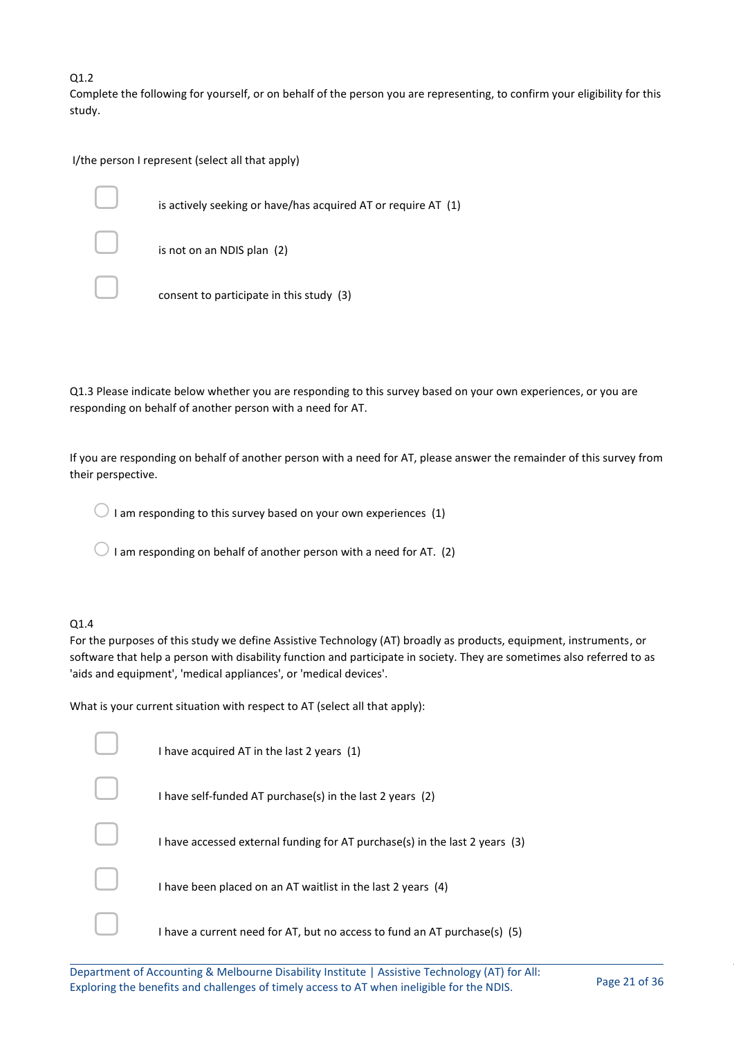Q1.2
Complete the following for yourself, or on behalf of the person you are representing, to confirm your eligibility for this study.

I/the person I represent (select all that apply)

- ☐ is actively seeking or have/has acquired AT or require AT (1)
- ☐ is not on an NDIS plan (2)
- ☐ consent to participate in this study (3)

Q1.3 Please indicate below whether you are responding to this survey based on your own experiences, or you are responding on behalf of another person with a need for AT.

If you are responding on behalf of another person with a need for AT, please answer the remainder of this survey from their perspective.

- ○ I am responding to this survey based on your own experiences (1)
- ○ I am responding on behalf of another person with a need for AT. (2)

Q1.4
For the purposes of this study we define Assistive Technology (AT) broadly as products, equipment, instruments, or software that help a person with disability function and participate in society. They are sometimes also referred to as 'aids and equipment', 'medical appliances', or 'medical devices'.

What is your current situation with respect to AT (select all that apply):

- ☐ I have acquired AT in the last 2 years (1)
- ☐ I have self-funded AT purchase(s) in the last 2 years (2)
- ☐ I have accessed external funding for AT purchase(s) in the last 2 years (3)
- ☐ I have been placed on an AT waitlist in the last 2 years (4)
- ☐ I have a current need for AT, but no access to fund an AT purchase(s) (5)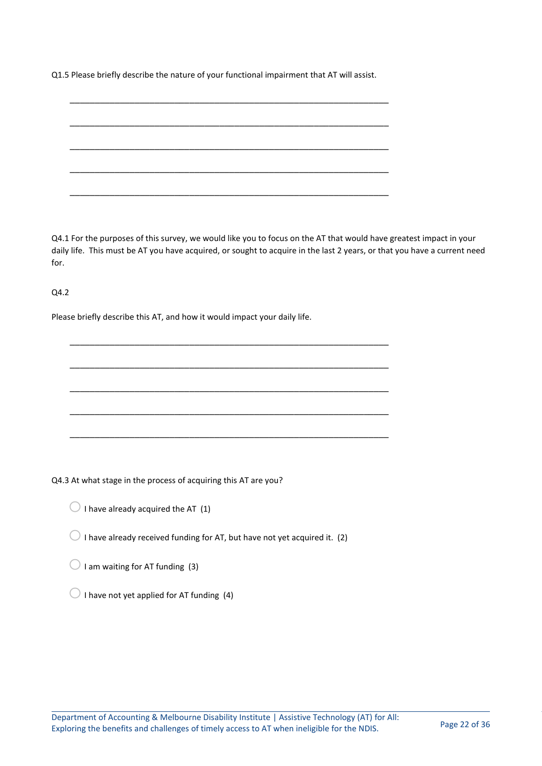Q1.5 Please briefly describe the nature of your functional impairment that AT will assist.

________________________________________________________________

________________________________________________________________

________________________________________________________________

________________________________________________________________

________________________________________________________________

Q4.1 For the purposes of this survey, we would like you to focus on the AT that would have greatest impact in your daily life. This must be AT you have acquired, or sought to acquire in the last 2 years, or that you have a current need for.

Q4.2

Please briefly describe this AT, and how it would impact your daily life.

________________________________________________________________

________________________________________________________________

________________________________________________________________

________________________________________________________________

________________________________________________________________

Q4.3 At what stage in the process of acquiring this AT are you?

- ◯ I have already acquired the AT (1)
- ◯ I have already received funding for AT, but have not yet acquired it. (2)
- ◯ I am waiting for AT funding (3)
- ◯ I have not yet applied for AT funding (4)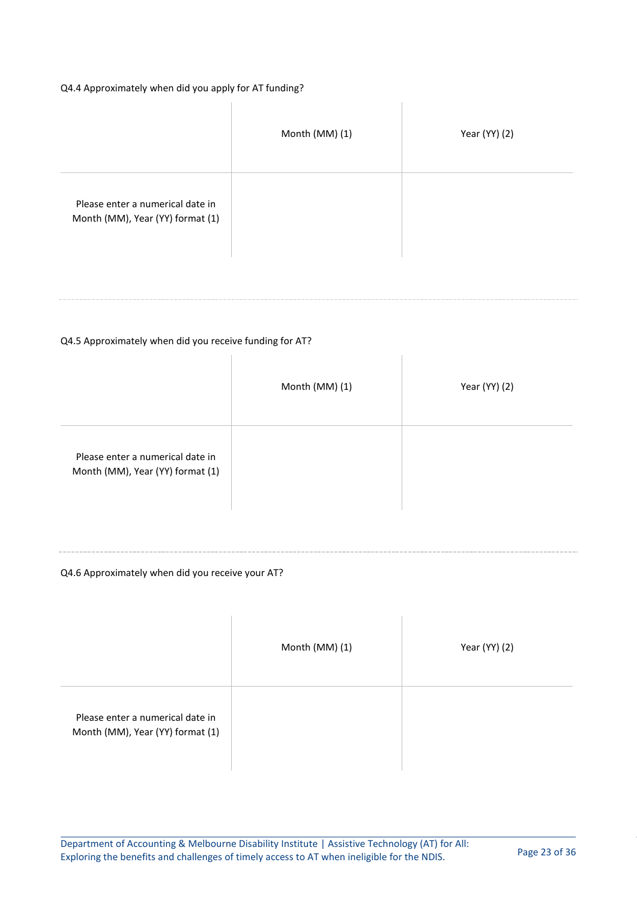Q4.4 Approximately when did you apply for AT funding?

| | Month (MM) (1) | Year (YY) (2) |
| --- | --- | --- |
| Please enter a numerical date in Month (MM), Year (YY) format (1) | | |

Q4.5 Approximately when did you receive funding for AT?

| | Month (MM) (1) | Year (YY) (2) |
| --- | --- | --- |
| Please enter a numerical date in Month (MM), Year (YY) format (1) | | |

Q4.6 Approximately when did you receive your AT?

| | Month (MM) (1) | Year (YY) (2) |
| --- | --- | --- |
| Please enter a numerical date in Month (MM), Year (YY) format (1) | | |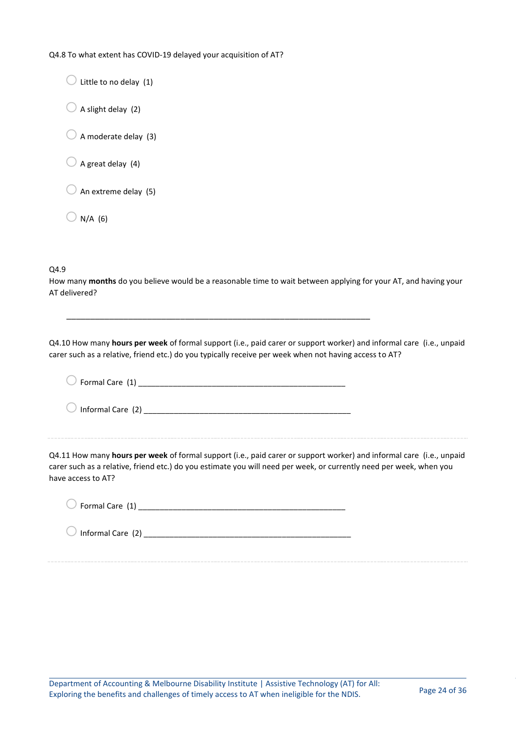Q4.8 To what extent has COVID-19 delayed your acquisition of AT?

- ○ Little to no delay (1)
- ○ A slight delay (2)
- ○ A moderate delay (3)
- ○ A great delay (4)
- ○ An extreme delay (5)
- ○ N/A (6)

Q4.9
How many **months** do you believe would be a reasonable time to wait between applying for your AT, and having your AT delivered?

________________________________________________________________

Q4.10 How many **hours per week** of formal support (i.e., paid carer or support worker) and informal care (i.e., unpaid carer such as a relative, friend etc.) do you typically receive per week when not having access to AT?

- ○ Formal Care (1) ________________________________________________
- ○ Informal Care (2) ________________________________________________

---

Q4.11 How many **hours per week** of formal support (i.e., paid carer or support worker) and informal care (i.e., unpaid carer such as a relative, friend etc.) do you estimate you will need per week, or currently need per week, when you have access to AT?

- ○ Formal Care (1) ________________________________________________
- ○ Informal Care (2) ________________________________________________

---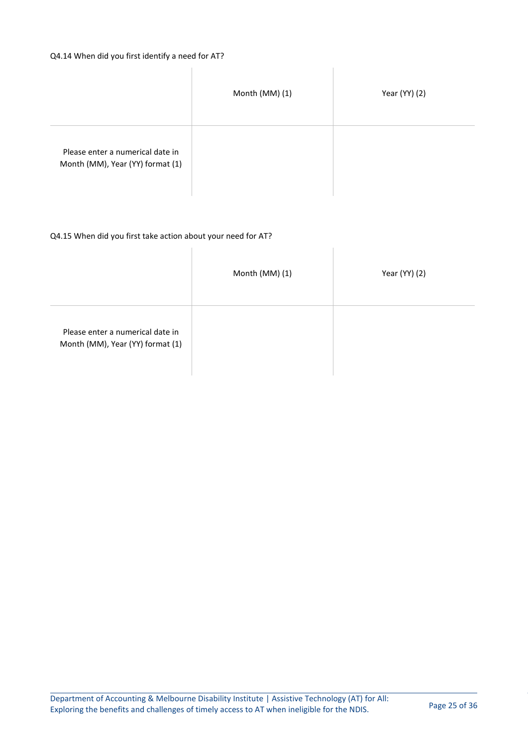Q4.14 When did you first identify a need for AT?

| | Month (MM) (1) | Year (YY) (2) |
|---|---|---|
| Please enter a numerical date in Month (MM), Year (YY) format (1) | | |

Q4.15 When did you first take action about your need for AT?

| | Month (MM) (1) | Year (YY) (2) |
|---|---|---|
| Please enter a numerical date in Month (MM), Year (YY) format (1) | | |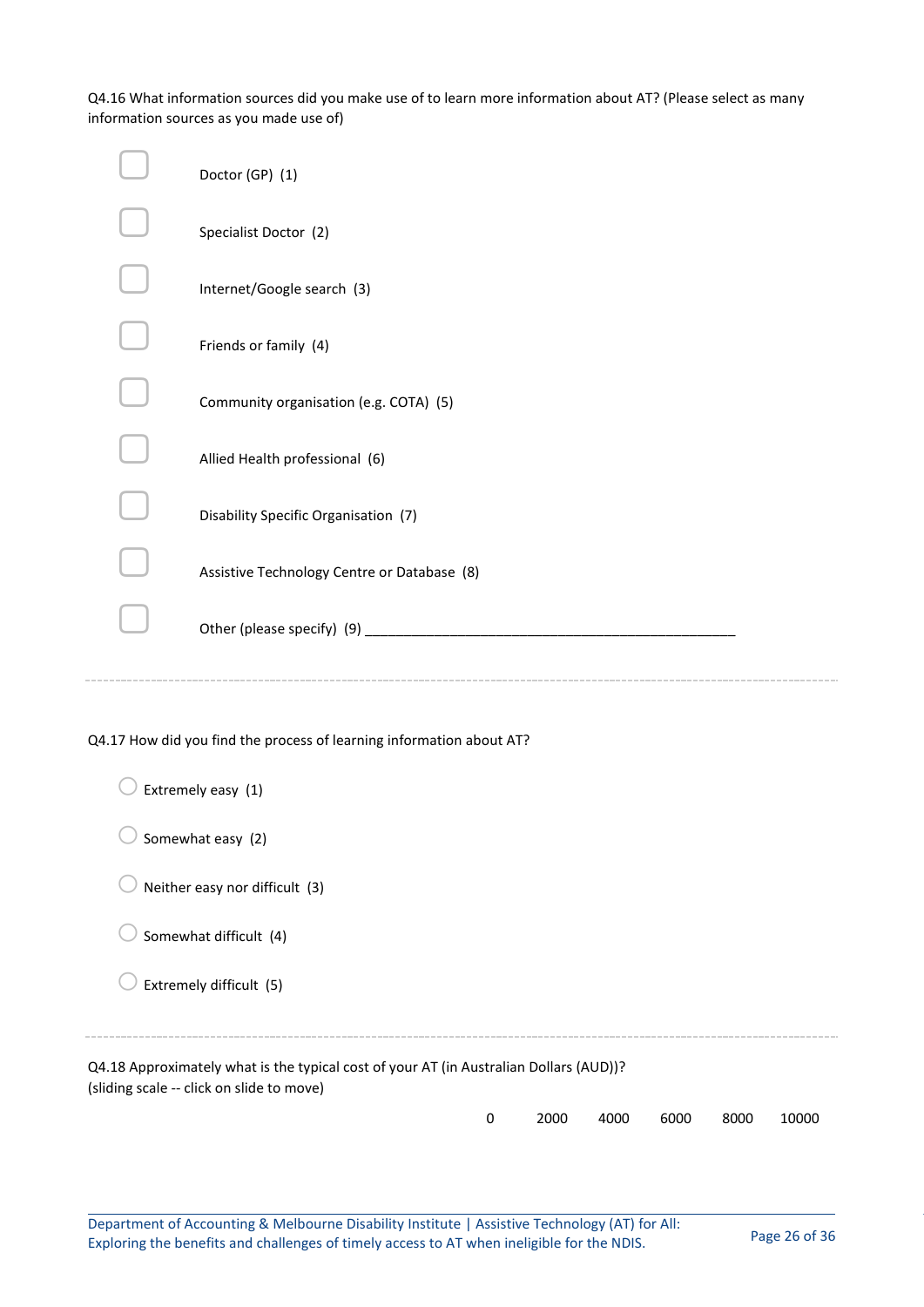Q4.16 What information sources did you make use of to learn more information about AT? (Please select as many information sources as you made use of)

- Doctor (GP) (1)
- Specialist Doctor (2)
- Internet/Google search (3)
- Friends or family (4)
- Community organisation (e.g. COTA) (5)
- Allied Health professional (6)
- Disability Specific Organisation (7)
- Assistive Technology Centre or Database (8)
- Other (please specify) (9) ________________________________________________

---

Q4.17 How did you find the process of learning information about AT?

- Extremely easy (1)
- Somewhat easy (2)
- Neither easy nor difficult (3)
- Somewhat difficult (4)
- Extremely difficult (5)

---

Q4.18 Approximately what is the typical cost of your AT (in Australian Dollars (AUD))? (sliding scale -- click on slide to move)

| 0 | 2000 | 4000 | 6000 | 8000 | 10000 |
|---|---|---|---|---|---|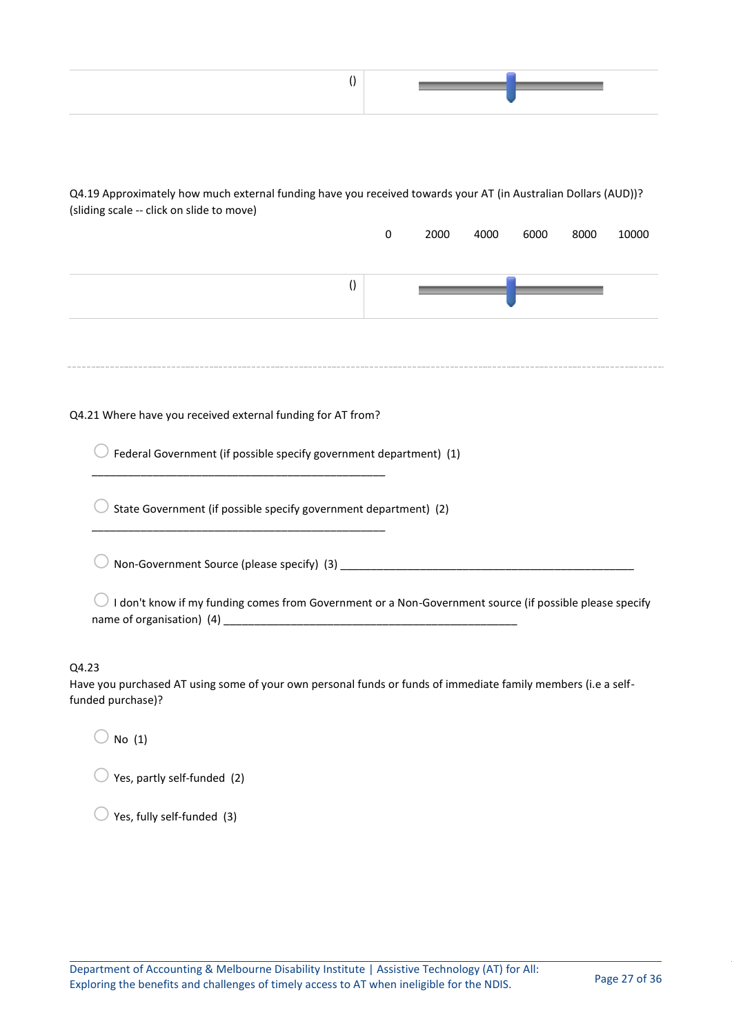| () | |
|---|---|

Q4.19 Approximately how much external funding have you received towards your AT (in Australian Dollars (AUD))? (sliding scale -- click on slide to move)

| | 0 | 2000 | 4000 | 6000 | 8000 | 10000 |
|---|---|---|---|---|---|---|
| () | | | | | | |

---

Q4.21 Where have you received external funding for AT from?

- ◯ Federal Government (if possible specify government department) (1) ________________________________________________
- ◯ State Government (if possible specify government department) (2) ________________________________________________
- ◯ Non-Government Source (please specify) (3) ________________________________________________
- ◯ I don't know if my funding comes from Government or a Non-Government source (if possible please specify name of organisation) (4) ________________________________________________

Q4.23

Have you purchased AT using some of your own personal funds or funds of immediate family members (i.e a self-funded purchase)?

- ◯ No (1)
- ◯ Yes, partly self-funded (2)
- ◯ Yes, fully self-funded (3)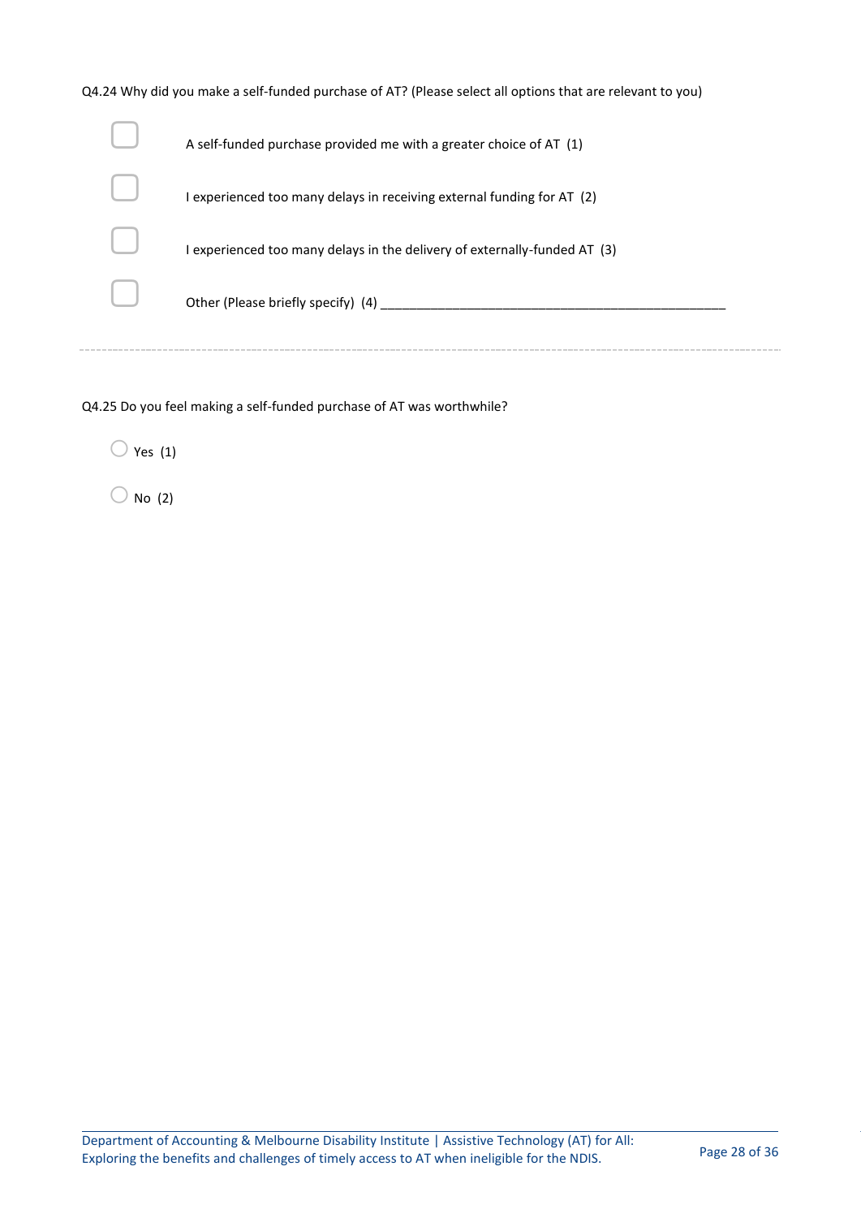Q4.24 Why did you make a self-funded purchase of AT? (Please select all options that are relevant to you)

- ☐ A self-funded purchase provided me with a greater choice of AT (1)
- ☐ I experienced too many delays in receiving external funding for AT (2)
- ☐ I experienced too many delays in the delivery of externally-funded AT (3)
- ☐ Other (Please briefly specify) (4) __________________________________________________

---

Q4.25 Do you feel making a self-funded purchase of AT was worthwhile?

- ○ Yes (1)
- ○ No (2)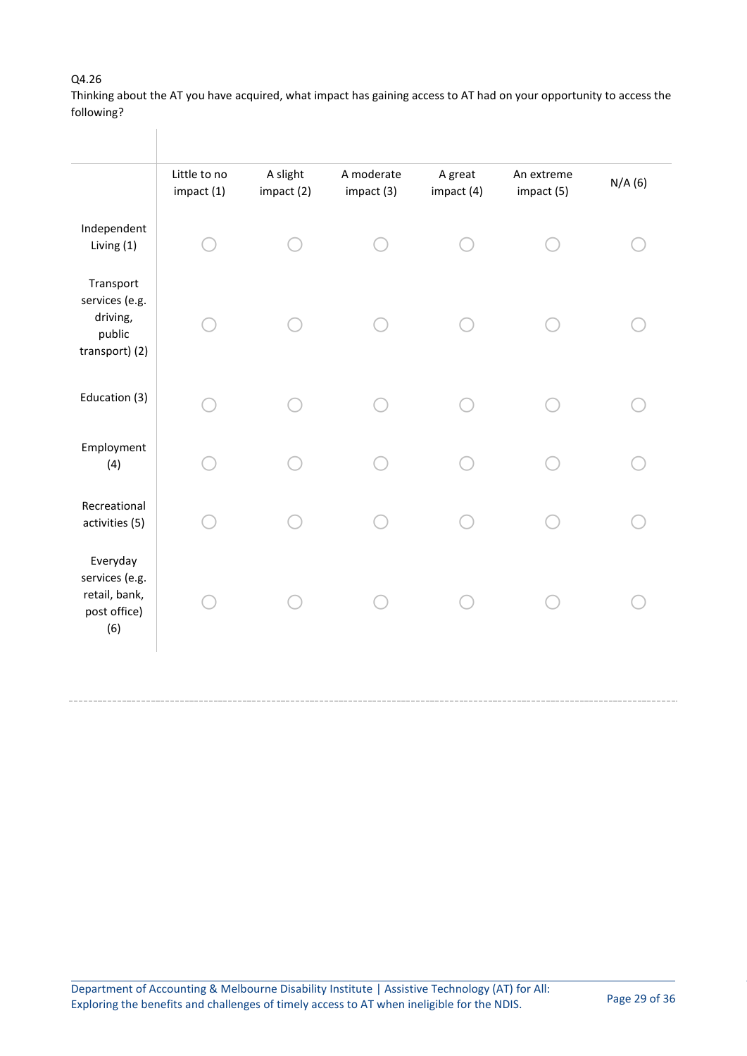Q4.26

Thinking about the AT you have acquired, what impact has gaining access to AT had on your opportunity to access the following?

| | Little to no impact (1) | A slight impact (2) | A moderate impact (3) | A great impact (4) | An extreme impact (5) | N/A (6) |
|---|---|---|---|---|---|---|
| Independent Living (1) | ○ | ○ | ○ | ○ | ○ | ○ |
| Transport services (e.g. driving, public transport) (2) | ○ | ○ | ○ | ○ | ○ | ○ |
| Education (3) | ○ | ○ | ○ | ○ | ○ | ○ |
| Employment (4) | ○ | ○ | ○ | ○ | ○ | ○ |
| Recreational activities (5) | ○ | ○ | ○ | ○ | ○ | ○ |
| Everyday services (e.g. retail, bank, post office) (6) | ○ | ○ | ○ | ○ | ○ | ○ |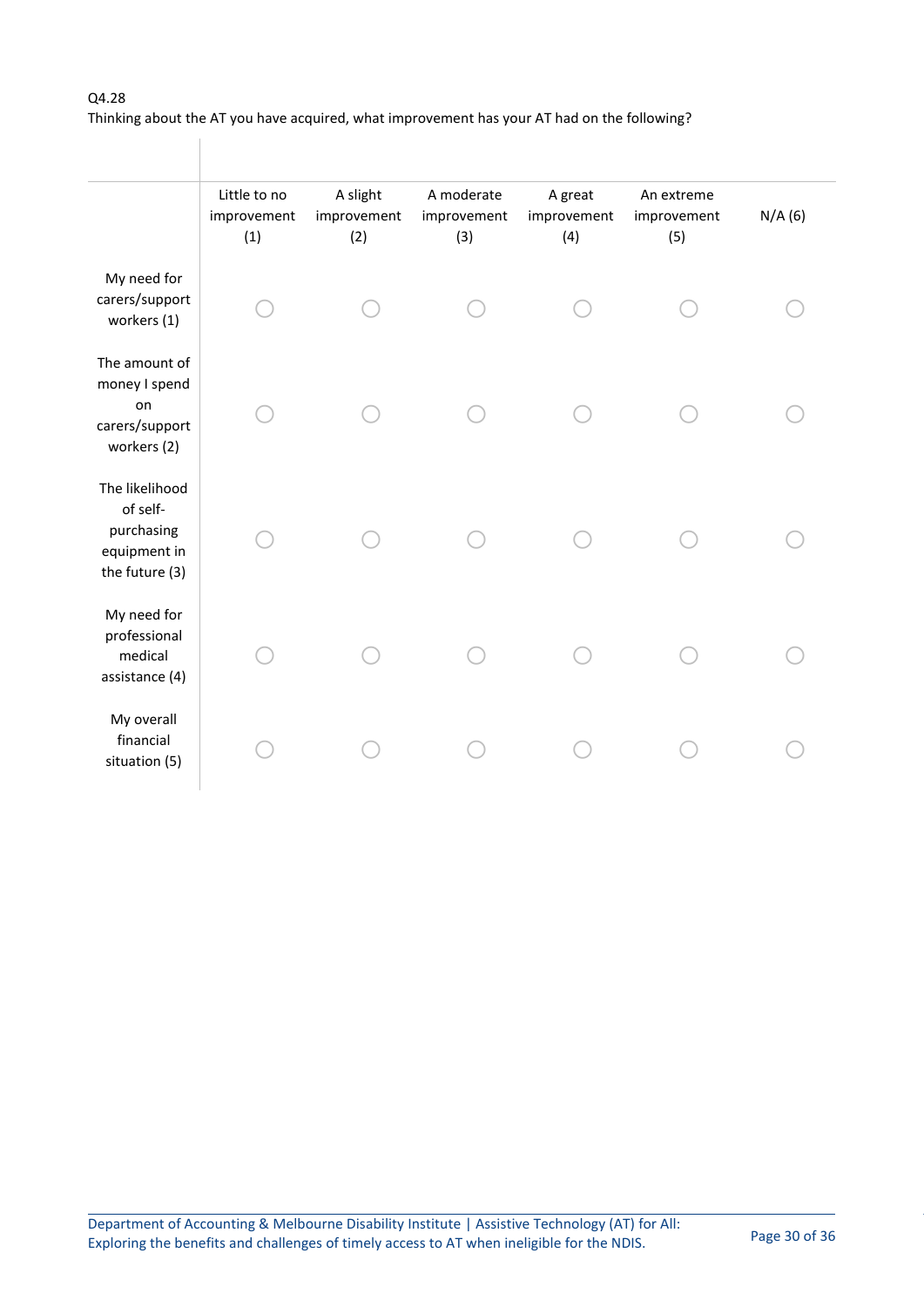Q4.28
Thinking about the AT you have acquired, what improvement has your AT had on the following?

| | Little to no improvement (1) | A slight improvement (2) | A moderate improvement (3) | A great improvement (4) | An extreme improvement (5) | N/A (6) |
|---|---|---|---|---|---|---|
| My need for carers/support workers (1) | ○ | ○ | ○ | ○ | ○ | ○ |
| The amount of money I spend on carers/support workers (2) | ○ | ○ | ○ | ○ | ○ | ○ |
| The likelihood of self-purchasing equipment in the future (3) | ○ | ○ | ○ | ○ | ○ | ○ |
| My need for professional medical assistance (4) | ○ | ○ | ○ | ○ | ○ | ○ |
| My overall financial situation (5) | ○ | ○ | ○ | ○ | ○ | ○ |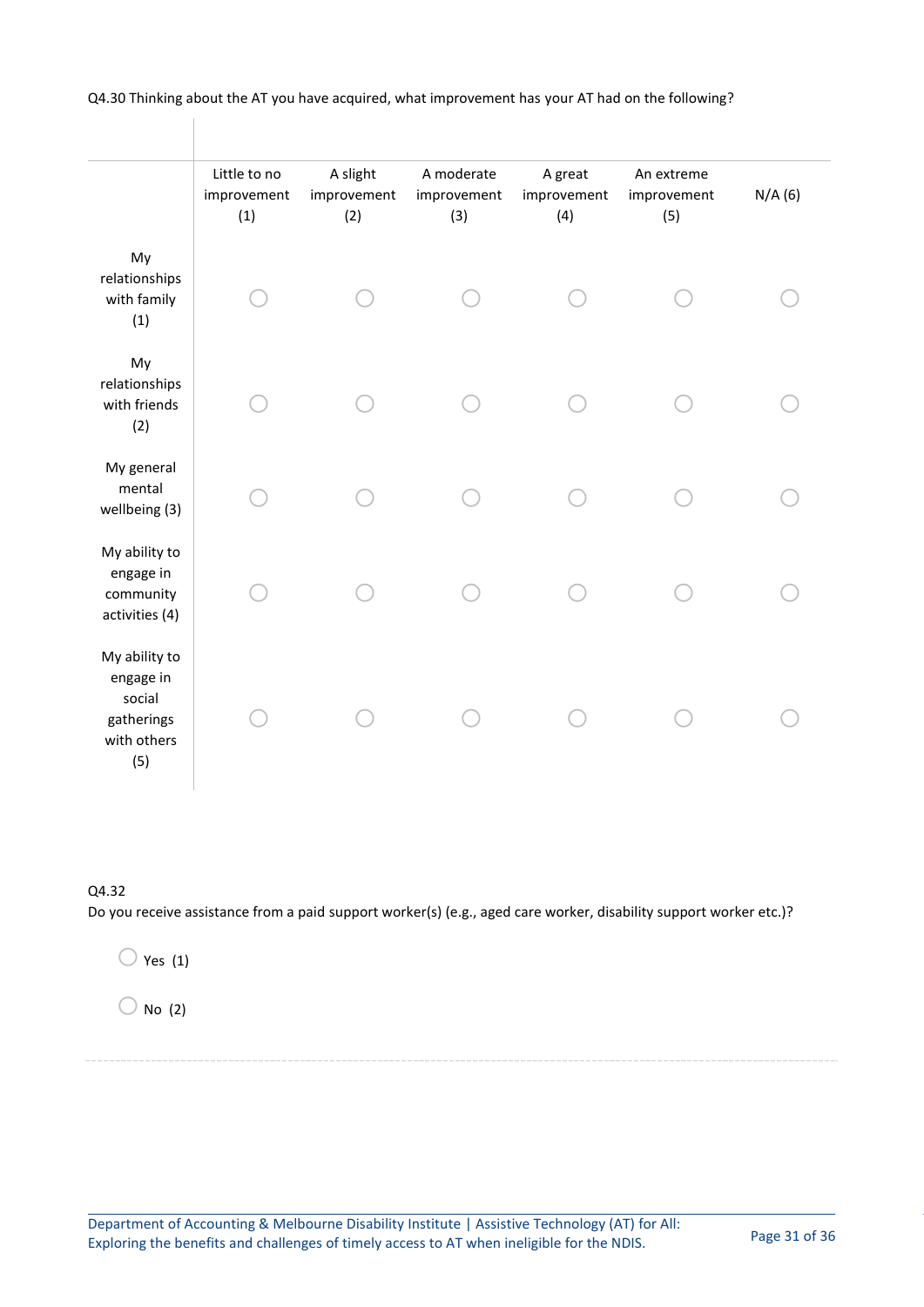Q4.30 Thinking about the AT you have acquired, what improvement has your AT had on the following?

| | Little to no improvement (1) | A slight improvement (2) | A moderate improvement (3) | A great improvement (4) | An extreme improvement (5) | N/A (6) |
|---|---|---|---|---|---|---|
| My relationships with family (1) | ○ | ○ | ○ | ○ | ○ | ○ |
| My relationships with friends (2) | ○ | ○ | ○ | ○ | ○ | ○ |
| My general mental wellbeing (3) | ○ | ○ | ○ | ○ | ○ | ○ |
| My ability to engage in community activities (4) | ○ | ○ | ○ | ○ | ○ | ○ |
| My ability to engage in social gatherings with others (5) | ○ | ○ | ○ | ○ | ○ | ○ |

Q4.32
Do you receive assistance from a paid support worker(s) (e.g., aged care worker, disability support worker etc.)?

○ Yes (1)

○ No (2)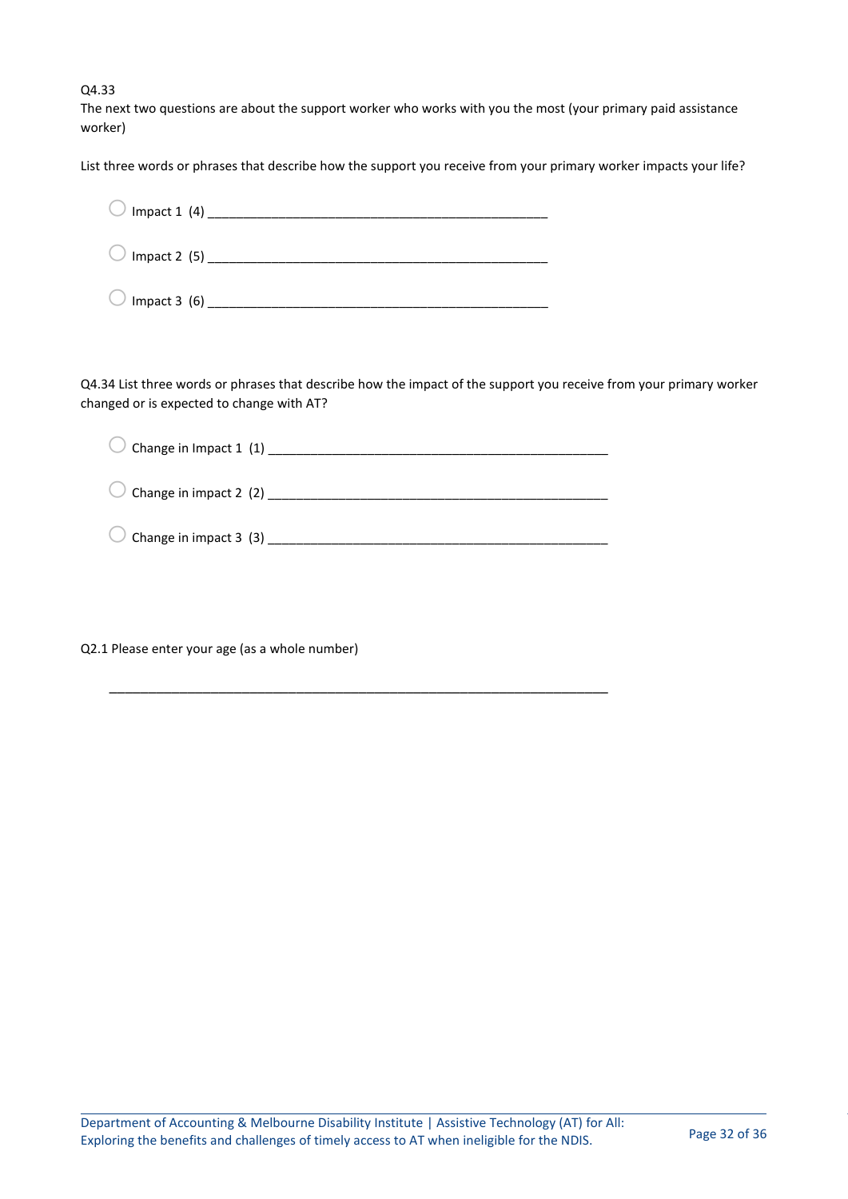Q4.33
The next two questions are about the support worker who works with you the most (your primary paid assistance worker)

List three words or phrases that describe how the support you receive from your primary worker impacts your life?

- ◯ Impact 1 (4) ________________________________________________
- ◯ Impact 2 (5) ________________________________________________
- ◯ Impact 3 (6) ________________________________________________

Q4.34 List three words or phrases that describe how the impact of the support you receive from your primary worker changed or is expected to change with AT?

- ◯ Change in Impact 1 (1) ________________________________________________
- ◯ Change in impact 2 (2) ________________________________________________
- ◯ Change in impact 3 (3) ________________________________________________

Q2.1 Please enter your age (as a whole number)

________________________________________________________________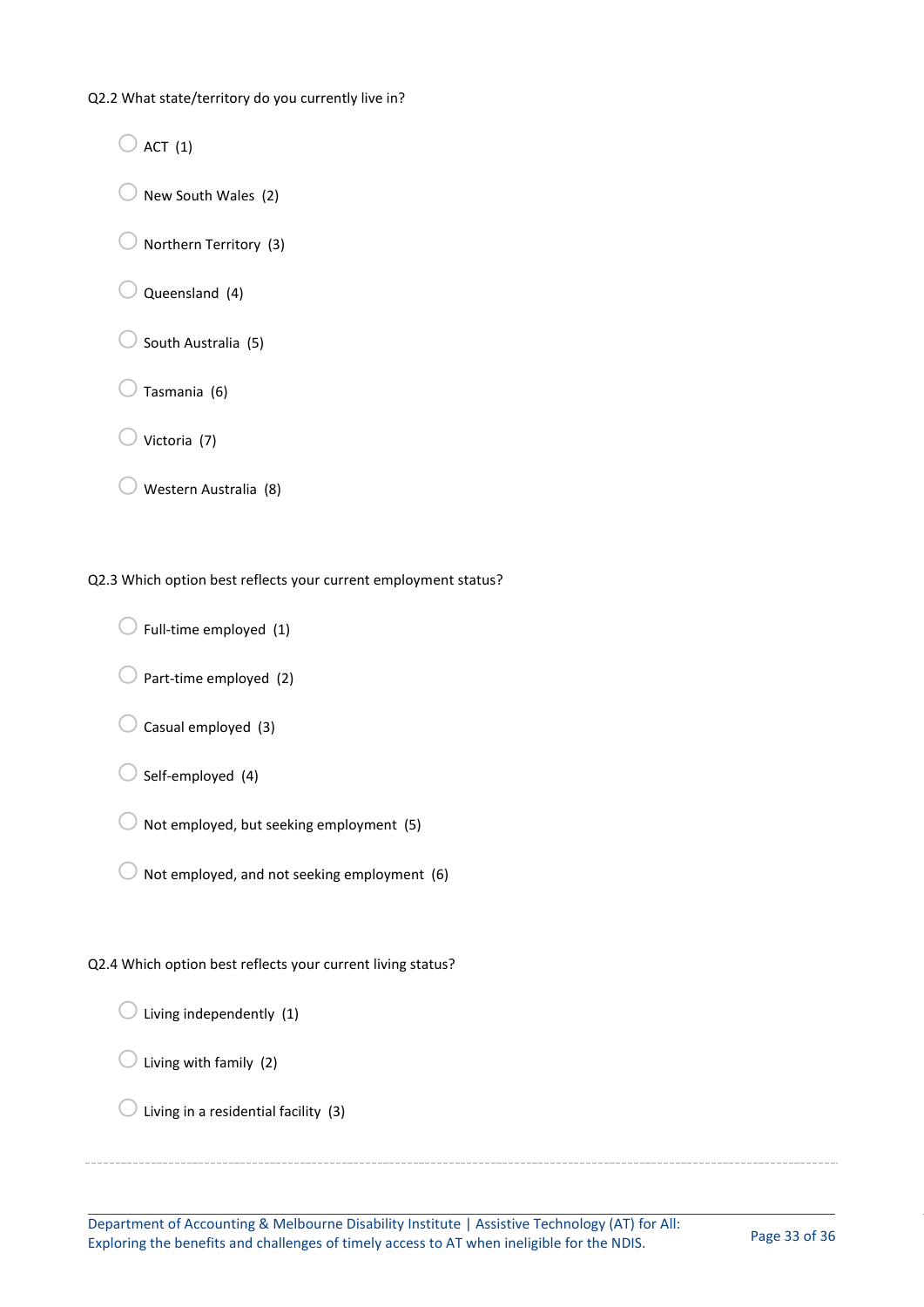Q2.2 What state/territory do you currently live in?

- ○ ACT (1)
- ○ New South Wales (2)
- ○ Northern Territory (3)
- ○ Queensland (4)
- ○ South Australia (5)
- ○ Tasmania (6)
- ○ Victoria (7)
- ○ Western Australia (8)

Q2.3 Which option best reflects your current employment status?

- ○ Full-time employed (1)
- ○ Part-time employed (2)
- ○ Casual employed (3)
- ○ Self-employed (4)
- ○ Not employed, but seeking employment (5)
- ○ Not employed, and not seeking employment (6)

Q2.4 Which option best reflects your current living status?

- ○ Living independently (1)
- ○ Living with family (2)
- ○ Living in a residential facility (3)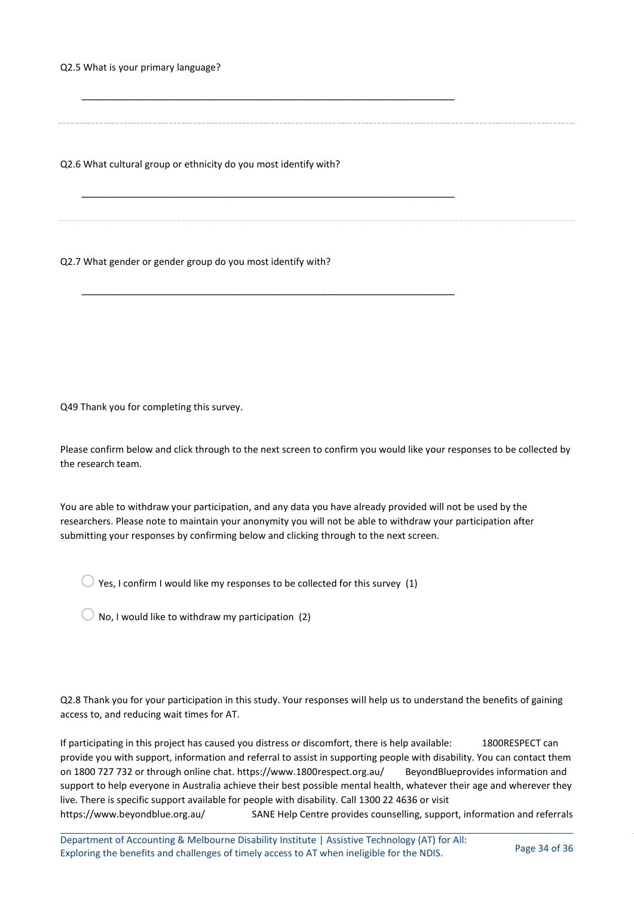Q2.5 What is your primary language?

________________________________________________________________

Q2.6 What cultural group or ethnicity do you most identify with?

________________________________________________________________

Q2.7 What gender or gender group do you most identify with?

________________________________________________________________

Q49 Thank you for completing this survey.

Please confirm below and click through to the next screen to confirm you would like your responses to be collected by the research team.

You are able to withdraw your participation, and any data you have already provided will not be used by the researchers. Please note to maintain your anonymity you will not be able to withdraw your participation after submitting your responses by confirming below and clicking through to the next screen.

○ Yes, I confirm I would like my responses to be collected for this survey (1)

○ No, I would like to withdraw my participation (2)

Q2.8 Thank you for your participation in this study. Your responses will help us to understand the benefits of gaining access to, and reducing wait times for AT.

If participating in this project has caused you distress or discomfort, there is help available: 1800RESPECT can provide you with support, information and referral to assist in supporting people with disability. You can contact them on 1800 727 732 or through online chat. https://www.1800respect.org.au/ BeyondBlueprovides information and support to help everyone in Australia achieve their best possible mental health, whatever their age and wherever they live. There is specific support available for people with disability. Call 1300 22 4636 or visit https://www.beyondblue.org.au/ SANE Help Centre provides counselling, support, information and referrals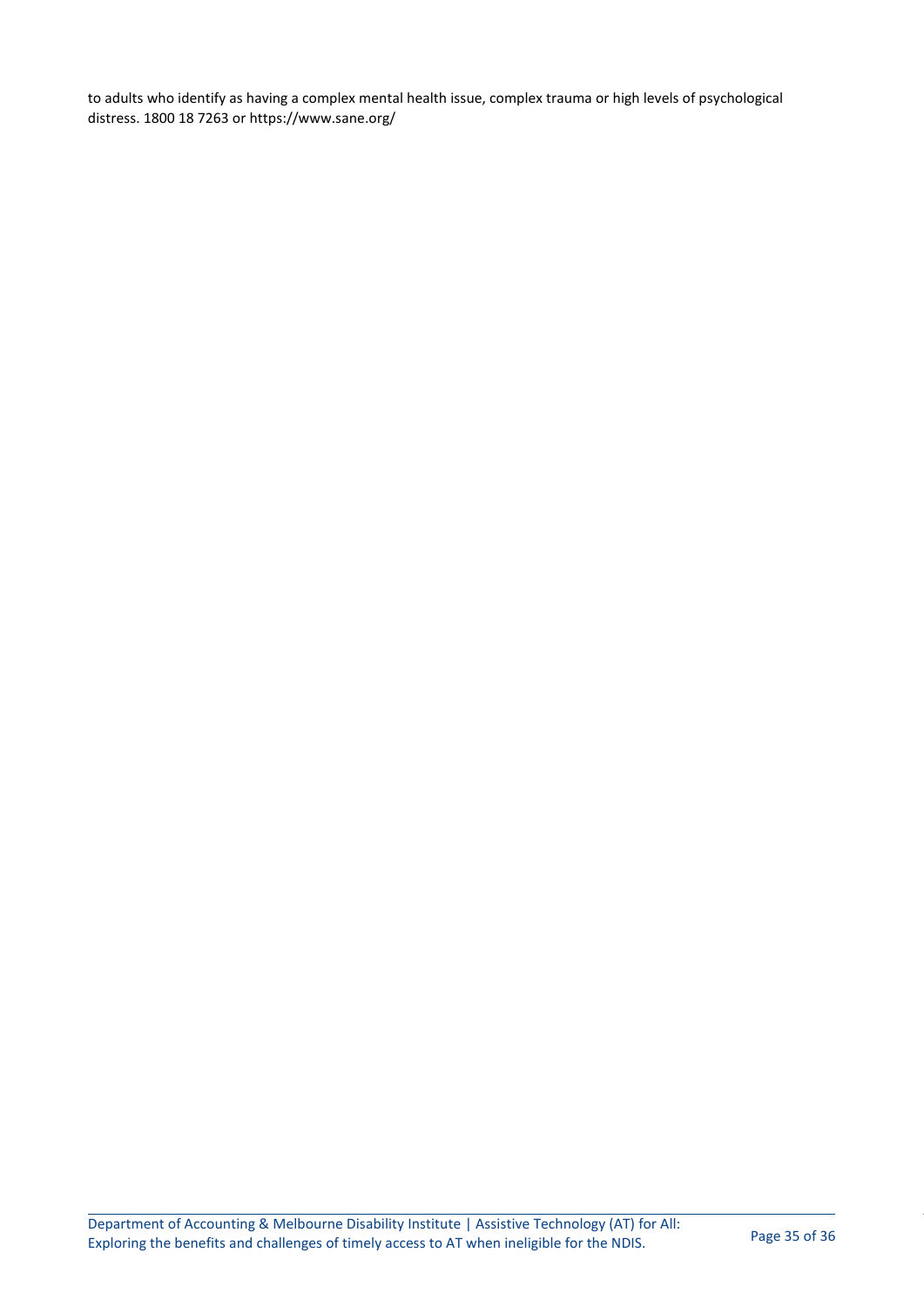to adults who identify as having a complex mental health issue, complex trauma or high levels of psychological distress. 1800 18 7263 or https://www.sane.org/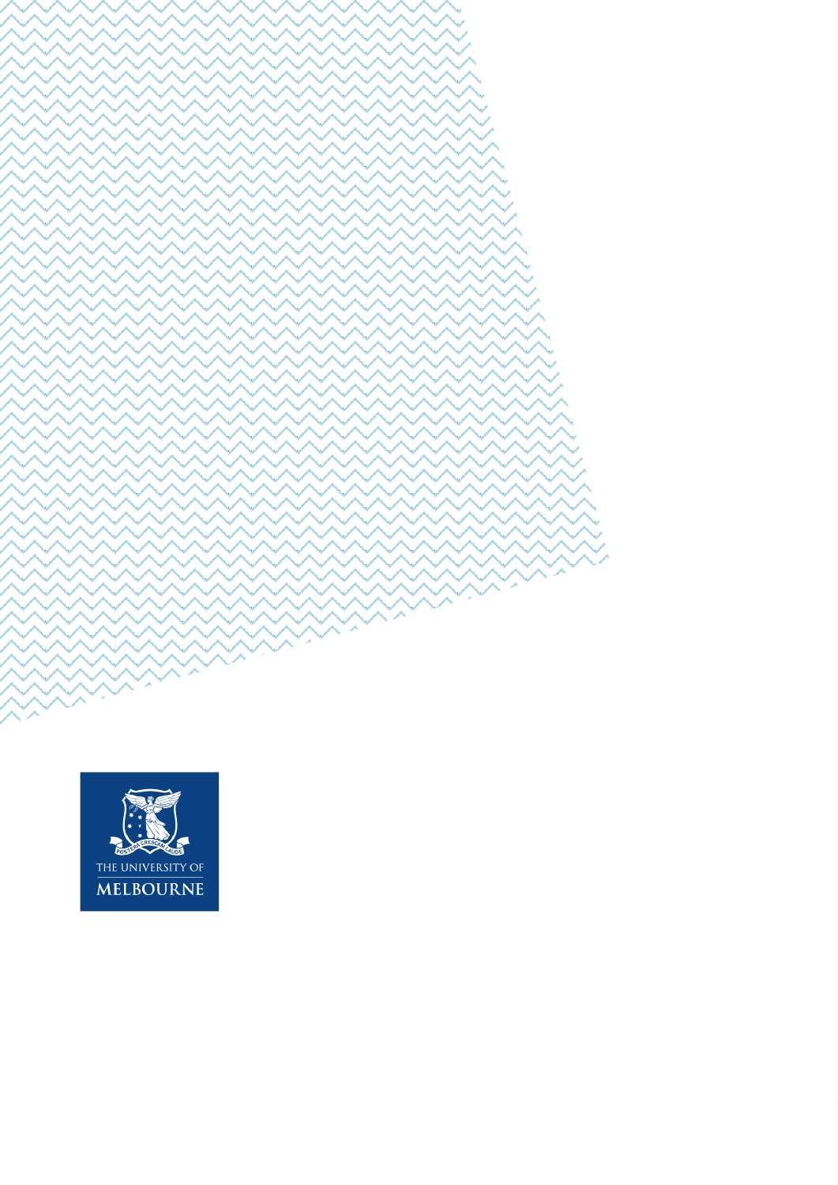THE UNIVERSITY OF

MELBOURNE